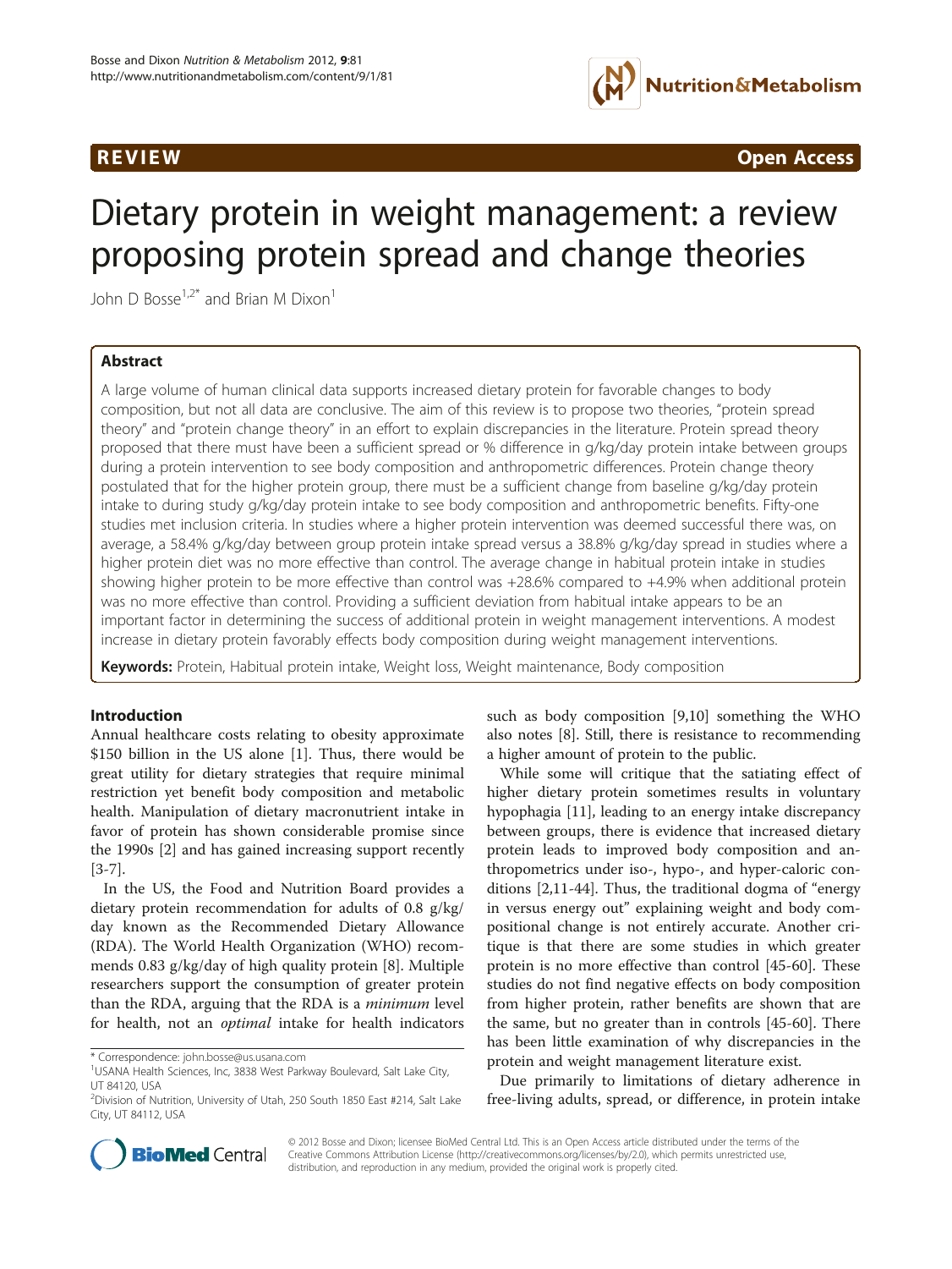REVIEW Open Access

# Dietary protein in weight management: a review proposing protein spread and change theories

John D Bosse[1,2*] and Brian M Dixon[1]

## Abstract

A large volume of human clinical data supports increased dietary protein for favorable changes to body composition, but not all data are conclusive. The aim of this review is to propose two theories, "protein spread theory" and "protein change theory" in an effort to explain discrepancies in the literature. Protein spread theory proposed that there must have been a sufficient spread or % difference in g/kg/day protein intake between groups during a protein intervention to see body composition and anthropometric differences. Protein change theory postulated that for the higher protein group, there must be a sufficient change from baseline g/kg/day protein intake to during study g/kg/day protein intake to see body composition and anthropometric benefits. Fifty-one studies met inclusion criteria. In studies where a higher protein intervention was deemed successful there was, on average, a 58.4% g/kg/day between group protein intake spread versus a 38.8% g/kg/day spread in studies where a higher protein diet was no more effective than control. The average change in habitual protein intake in studies showing higher protein to be more effective than control was +28.6% compared to +4.9% when additional protein was no more effective than control. Providing a sufficient deviation from habitual intake appears to be an important factor in determining the success of additional protein in weight management interventions. A modest increase in dietary protein favorably effects body composition during weight management interventions.

**Keywords:** Protein, Habitual protein intake, Weight loss, Weight maintenance, Body composition

## Introduction

Annual healthcare costs relating to obesity approximate $150 billion in the US alone [1]. Thus, there would be great utility for dietary strategies that require minimal restriction yet benefit body composition and metabolic health. Manipulation of dietary macronutrient intake in favor of protein has shown considerable promise since the 1990s [2] and has gained increasing support recently [3-7].

In the US, the Food and Nutrition Board provides a dietary protein recommendation for adults of 0.8 g/kg/day known as the Recommended Dietary Allowance (RDA). The World Health Organization (WHO) recommends 0.83 g/kg/day of high quality protein [8]. Multiple researchers support the consumption of greater protein than the RDA, arguing that the RDA is a *minimum* level for health, not an *optimal* intake for health indicators such as body composition [9,10] something the WHO also notes [8]. Still, there is resistance to recommending a higher amount of protein to the public.

While some will critique that the satiating effect of higher dietary protein sometimes results in voluntary hypophagia [11], leading to an energy intake discrepancy between groups, there is evidence that increased dietary protein leads to improved body composition and anthropometrics under iso-, hypo-, and hyper-caloric conditions [2,11-44]. Thus, the traditional dogma of "energy in versus energy out" explaining weight and body compositional change is not entirely accurate. Another critique is that there are some studies in which greater protein is no more effective than control [45-60]. These studies do not find negative effects on body composition from higher protein, rather benefits are shown that are the same, but no greater than in controls [45-60]. There has been little examination of why discrepancies in the protein and weight management literature exist.

Due primarily to limitations of dietary adherence in free-living adults, spread, or difference, in protein intake

\* Correspondence: john.bosse@us.usana.com
[1]USANA Health Sciences, Inc, 3838 West Parkway Boulevard, Salt Lake City, UT 84120, USA
[2]Division of Nutrition, University of Utah, 250 South 1850 East #214, Salt Lake City, UT 84112, USA

© 2012 Bosse and Dixon; licensee BioMed Central Ltd. This is an Open Access article distributed under the terms of the Creative Commons Attribution License (http://creativecommons.org/licenses/by/2.0), which permits unrestricted use, distribution, and reproduction in any medium, provided the original work is properly cited.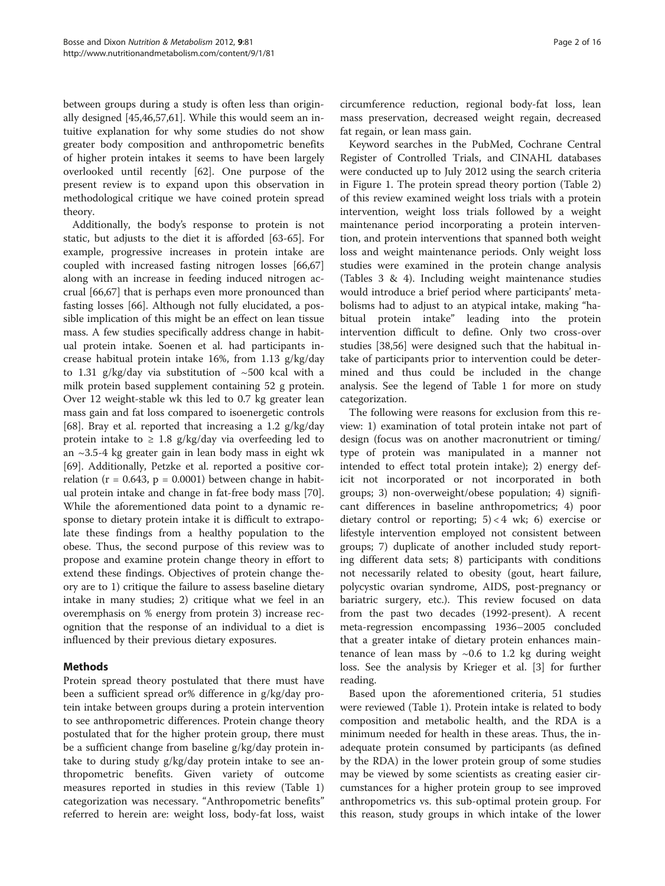between groups during a study is often less than originally designed [45,46,57,61]. While this would seem an intuitive explanation for why some studies do not show greater body composition and anthropometric benefits of higher protein intakes it seems to have been largely overlooked until recently [62]. One purpose of the present review is to expand upon this observation in methodological critique we have coined protein spread theory.

Additionally, the body's response to protein is not static, but adjusts to the diet it is afforded [63-65]. For example, progressive increases in protein intake are coupled with increased fasting nitrogen losses [66,67] along with an increase in feeding induced nitrogen accrual [66,67] that is perhaps even more pronounced than fasting losses [66]. Although not fully elucidated, a possible implication of this might be an effect on lean tissue mass. A few studies specifically address change in habitual protein intake. Soenen et al. had participants increase habitual protein intake 16%, from 1.13 g/kg/day to 1.31 g/kg/day via substitution of ~500 kcal with a milk protein based supplement containing 52 g protein. Over 12 weight-stable wk this led to 0.7 kg greater lean mass gain and fat loss compared to isoenergetic controls [68]. Bray et al. reported that increasing a 1.2 g/kg/day protein intake to ≥ 1.8 g/kg/day via overfeeding led to an ~3.5-4 kg greater gain in lean body mass in eight wk [69]. Additionally, Petzke et al. reported a positive correlation ($r = 0.643$, $p = 0.0001$) between change in habitual protein intake and change in fat-free body mass [70]. While the aforementioned data point to a dynamic response to dietary protein intake it is difficult to extrapolate these findings from a healthy population to the obese. Thus, the second purpose of this review was to propose and examine protein change theory in effort to extend these findings. Objectives of protein change theory are to 1) critique the failure to assess baseline dietary intake in many studies; 2) critique what we feel in an overemphasis on % energy from protein 3) increase recognition that the response of an individual to a diet is influenced by their previous dietary exposures.

## Methods

Protein spread theory postulated that there must have been a sufficient spread or% difference in g/kg/day protein intake between groups during a protein intervention to see anthropometric differences. Protein change theory postulated that for the higher protein group, there must be a sufficient change from baseline g/kg/day protein intake to during study g/kg/day protein intake to see anthropometric benefits. Given variety of outcome measures reported in studies in this review (Table 1) categorization was necessary. "Anthropometric benefits" referred to herein are: weight loss, body-fat loss, waist circumference reduction, regional body-fat loss, lean mass preservation, decreased weight regain, decreased fat regain, or lean mass gain.

Keyword searches in the PubMed, Cochrane Central Register of Controlled Trials, and CINAHL databases were conducted up to July 2012 using the search criteria in Figure 1. The protein spread theory portion (Table 2) of this review examined weight loss trials with a protein intervention, weight loss trials followed by a weight maintenance period incorporating a protein intervention, and protein interventions that spanned both weight loss and weight maintenance periods. Only weight loss studies were examined in the protein change analysis (Tables 3 & 4). Including weight maintenance studies would introduce a brief period where participants' metabolisms had to adjust to an atypical intake, making "habitual protein intake" leading into the protein intervention difficult to define. Only two cross-over studies [38,56] were designed such that the habitual intake of participants prior to intervention could be determined and thus could be included in the change analysis. See the legend of Table 1 for more on study categorization.

The following were reasons for exclusion from this review: 1) examination of total protein intake not part of design (focus was on another macronutrient or timing/type of protein was manipulated in a manner not intended to effect total protein intake); 2) energy deficit not incorporated or not incorporated in both groups; 3) non-overweight/obese population; 4) significant differences in baseline anthropometrics; 4) poor dietary control or reporting; 5) < 4 wk; 6) exercise or lifestyle intervention employed not consistent between groups; 7) duplicate of another included study reporting different data sets; 8) participants with conditions not necessarily related to obesity (gout, heart failure, polycystic ovarian syndrome, AIDS, post-pregnancy or bariatric surgery, etc.). This review focused on data from the past two decades (1992-present). A recent meta-regression encompassing 1936–2005 concluded that a greater intake of dietary protein enhances maintenance of lean mass by ~0.6 to 1.2 kg during weight loss. See the analysis by Krieger et al. [3] for further reading.

Based upon the aforementioned criteria, 51 studies were reviewed (Table 1). Protein intake is related to body composition and metabolic health, and the RDA is a minimum needed for health in these areas. Thus, the inadequate protein consumed by participants (as defined by the RDA) in the lower protein group of some studies may be viewed by some scientists as creating easier circumstances for a higher protein group to see improved anthropometrics vs. this sub-optimal protein group. For this reason, study groups in which intake of the lower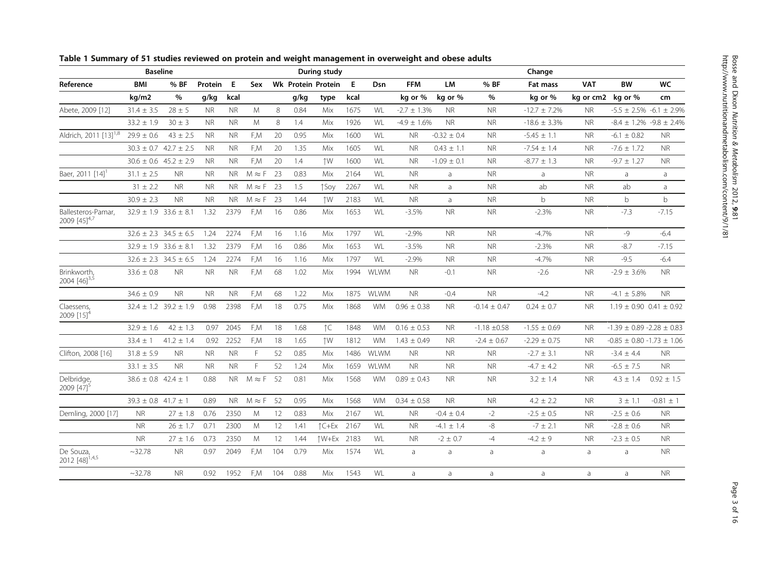**Table 1 Summary of 51 studies reviewed on protein and weight management in overweight and obese adults**

| | Baseline | | | | During study | | | | | | Change | | | | | | |
|---|---|---|---|---|---|---|---|---|---|---|---|---|---|---|---|---|---|
| Reference | BMI | % BF | Protein | E | Sex | Wk | Protein | Protein | E | Dsn | FFM | LM | % BF | Fat mass | VAT | BW | WC |
| | kg/m2 | % | g/kg | kcal | | | g/kg | type | kcal | | kg or % | kg or % | % | kg or % | kg or cm2 | kg or % | cm |
| Abete, 2009 [12] | 31.4 ± 3.5 | 28 ± 5 | NR | NR | M | 8 | 0.84 | Mix | 1675 | WL | -2.7 ± 1.3% | NR | NR | -12.7 ± 7.2% | NR | -5.5 ± 2.5% | -6.1 ± 2.9% |
| | 33.2 ± 1.9 | 30 ± 3 | NR | NR | M | 8 | 1.4 | Mix | 1926 | WL | -4.9 ± 1.6% | NR | NR | -18.6 ± 3.3% | NR | -8.4 ± 1.2% | -9.8 ± 2.4% |
| Aldrich, 2011 [13][1,8] | 29.9 ± 0.6 | 43 ± 2.5 | NR | NR | F,M | 20 | 0.95 | Mix | 1600 | WL | NR | -0.32 ± 0.4 | NR | -5.45 ± 1.1 | NR | -6.1 ± 0.82 | NR |
| | 30.3 ± 0.7 | 42.7 ± 2.5 | NR | NR | F,M | 20 | 1.35 | Mix | 1605 | WL | NR | 0.43 ± 1.1 | NR | -7.54 ± 1.4 | NR | -7.6 ± 1.72 | NR |
| | 30.6 ± 0.6 | 45.2 ± 2.9 | NR | NR | F,M | 20 | 1.4 | ↑W | 1600 | WL | NR | -1.09 ± 0.1 | NR | -8.77 ± 1.3 | NR | -9.7 ± 1.27 | NR |
| Baer, 2011 [14][1] | 31.1 ± 2.5 | NR | NR | NR | M ≈ F | 23 | 0.83 | Mix | 2164 | WL | NR | a | NR | a | NR | a | a |
| | 31 ± 2.2 | NR | NR | NR | M ≈ F | 23 | 1.5 | ↑Soy | 2267 | WL | NR | a | NR | ab | NR | ab | a |
| | 30.9 ± 2.3 | NR | NR | NR | M ≈ F | 23 | 1.44 | ↑W | 2183 | WL | NR | a | NR | b | NR | b | b |
| Ballesteros-Pamar, 2009 [45][4,7] | 32.9 ± 1.9 | 33.6 ± 8.1 | 1.32 | 2379 | F,M | 16 | 0.86 | Mix | 1653 | WL | -3.5% | NR | NR | -2.3% | NR | -7.3 | -7.15 |
| | 32.6 ± 2.3 | 34.5 ± 6.5 | 1.24 | 2274 | F,M | 16 | 1.16 | Mix | 1797 | WL | -2.9% | NR | NR | -4.7% | NR | -9 | -6.4 |
| | 32.9 ± 1.9 | 33.6 ± 8.1 | 1.32 | 2379 | F,M | 16 | 0.86 | Mix | 1653 | WL | -3.5% | NR | NR | -2.3% | NR | -8.7 | -7.15 |
| | 32.6 ± 2.3 | 34.5 ± 6.5 | 1.24 | 2274 | F,M | 16 | 1.16 | Mix | 1797 | WL | -2.9% | NR | NR | -4.7% | NR | -9.5 | -6.4 |
| Brinkworth, 2004 [46][3,5] | 33.6 ± 0.8 | NR | NR | NR | F,M | 68 | 1.02 | Mix | 1994 | WLWM | NR | -0.1 | NR | -2.6 | NR | -2.9 ± 3.6% | NR |
| | 34.6 ± 0.9 | NR | NR | NR | F,M | 68 | 1.22 | Mix | 1875 | WLWM | NR | -0.4 | NR | -4.2 | NR | -4.1 ± 5.8% | NR |
| Claessens, 2009 [15][4] | 32.4 ± 1.2 | 39.2 ± 1.9 | 0.98 | 2398 | F,M | 18 | 0.75 | Mix | 1868 | WM | 0.96 ± 0.38 | NR | -0.14 ± 0.47 | 0.24 ± 0.7 | NR | 1.19 ± 0.90 | 0.41 ± 0.92 |
| | 32.9 ± 1.6 | 42 ± 1.3 | 0.97 | 2045 | F,M | 18 | 1.68 | ↑C | 1848 | WM | 0.16 ± 0.53 | NR | -1.18 ±0.58 | -1.55 ± 0.69 | NR | -1.39 ± 0.89 | -2.28 ± 0.83 |
| | 33.4 ± 1 | 41.2 ± 1.4 | 0.92 | 2252 | F,M | 18 | 1.65 | ↑W | 1812 | WM | 1.43 ± 0.49 | NR | -2.4 ± 0.67 | -2.29 ± 0.75 | NR | -0.85 ± 0.80 | -1.73 ± 1.06 |
| Clifton, 2008 [16] | 31.8 ± 5.9 | NR | NR | NR | F | 52 | 0.85 | Mix | 1486 | WLWM | NR | NR | NR | -2.7 ± 3.1 | NR | -3.4 ± 4.4 | NR |
| | 33.1 ± 3.5 | NR | NR | NR | F | 52 | 1.24 | Mix | 1659 | WLWM | NR | NR | NR | -4.7 ± 4.2 | NR | -6.5 ± 7.5 | NR |
| Delbridge, 2009 [47][5] | 38.6 ± 0.8 | 42.4 ± 1 | 0.88 | NR | M ≈ F | 52 | 0.81 | Mix | 1568 | WM | 0.89 ± 0.43 | NR | NR | 3.2 ± 1.4 | NR | 4.3 ± 1.4 | 0.92 ± 1.5 |
| | 39.3 ± 0.8 | 41.7 ± 1 | 0.89 | NR | M ≈ F | 52 | 0.95 | Mix | 1568 | WM | 0.34 ± 0.58 | NR | NR | 4.2 ± 2.2 | NR | 3 ± 1.1 | -0.81 ± 1 |
| Demling, 2000 [17] | NR | 27 ± 1.8 | 0.76 | 2350 | M | 12 | 0.83 | Mix | 2167 | WL | NR | -0.4 ± 0.4 | -2 | -2.5 ± 0.5 | NR | -2.5 ± 0.6 | NR |
| | NR | 26 ± 1.7 | 0.71 | 2300 | M | 12 | 1.41 | ↑C+Ex | 2167 | WL | NR | -4.1 ± 1.4 | -8 | -7 ± 2.1 | NR | -2.8 ± 0.6 | NR |
| | NR | 27 ± 1.6 | 0.73 | 2350 | M | 12 | 1.44 | ↑W+Ex | 2183 | WL | NR | -2 ± 0.7 | -4 | -4.2 ± 9 | NR | -2.3 ± 0.5 | NR |
| De Souza, 2012 [48][1,4,5] | ~32.78 | NR | 0.97 | 2049 | F,M | 104 | 0.79 | Mix | 1574 | WL | a | a | a | a | a | a | NR |
| | ~32.78 | NR | 0.92 | 1952 | F,M | 104 | 0.88 | Mix | 1543 | WL | a | a | a | a | a | a | NR |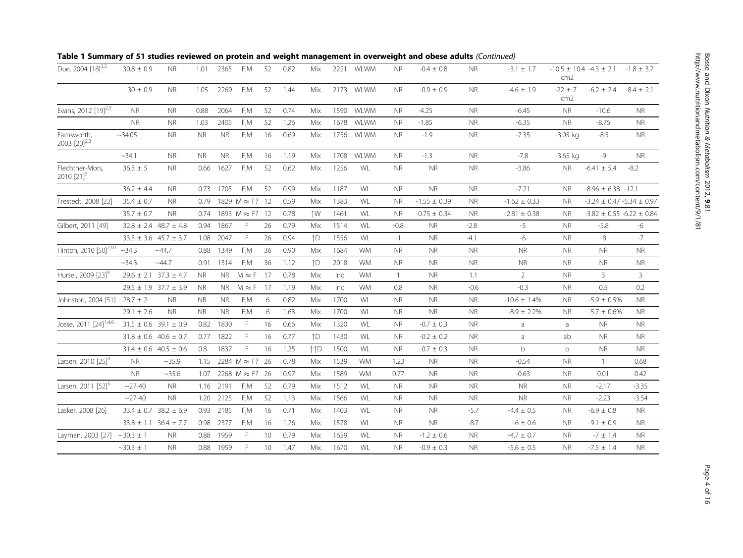**Table 1 Summary of 51 studies reviewed on protein and weight management in overweight and obese adults** *(Continued)*

| | | | | | | | | | | | | | | | | | |
|---|---|---|---|---|---|---|---|---|---|---|---|---|---|---|---|---|---|
| Due, 2004 [18][3,5] | 30.8 ± 0.9 | NR | 1.01 | 2365 | F,M | 52 | 0.82 | Mix | 2221 | WLWM | NR | -0.4 ± 0.8 | NR | -3.1 ± 1.7 | -10.5 ± 10.4 cm2 | -4.3 ± 2.1 | -1.8 ± 3.7 |
| | 30 ± 0.9 | NR | 1.05 | 2269 | F,M | 52 | 1.44 | Mix | 2173 | WLWM | NR | -0.9 ± 0.9 | NR | -4.6 ± 1.9 | -22 ± 7 cm2 | -6.2 ± 2.4 | -8.4 ± 2.1 |
| Evans, 2012 [19][2,5] | NR | NR | 0.88 | 2064 | F,M | 52 | 0.74 | Mix | 1590 | WLWM | NR | -4.25 | NR | -6.45 | NR | -10.6 | NR |
| | NR | NR | 1.03 | 2405 | F,M | 52 | 1.26 | Mix | 1678 | WLWM | NR | -1.85 | NR | -6.35 | NR | -8.75 | NR |
| Farnsworth, 2003 [20][2,3] | ~34.05 | NR | NR | NR | F,M | 16 | 0.69 | Mix | 1756 | WLWM | NR | -1.9 | NR | -7.35 | -3.05 kg | -8.5 | NR |
| | ~34.1 | NR | NR | NR | F,M | 16 | 1.19 | Mix | 1708 | WLWM | NR | -1.3 | NR | -7.8 | -3.65 kg | -9 | NR |
| Flechtner-Mors, 2010 [21][5] | 36.3 ± 5 | NR | 0.66 | 1627 | F,M | 52 | 0.62 | Mix | 1256 | WL | NR | NR | NR | -3.86 | NR | -6.41 ± 5.4 | -8.2 |
| | 36.2 ± 4.4 | NR | 0.73 | 1705 | F,M | 52 | 0.99 | Mix | 1187 | WL | NR | NR | NR | -7.21 | NR | -8.96 ± 6.38 | -12.1 |
| Frestedt, 2008 [22] | 35.4 ± 0.7 | NR | 0.79 | 1829 | M ≈ F? | 12 | 0.59 | Mix | 1383 | WL | NR | -1.55 ± 0.39 | NR | -1.62 ± 0.33 | NR | -3.24 ± 0.47 | -5.34 ± 0.97 |
| | 35.7 ± 0.7 | NR | 0.74 | 1893 | M ≈ F? | 12 | 0.78 | ↑W | 1461 | WL | NR | -0.75 ± 0.34 | NR | -2.81 ± 0.38 | NR | -3.82 ± 0.55 | -6.22 ± 0.84 |
| Gilbert, 2011 [49] | 32.8 ± 2.4 | 48.7 ± 4.8 | 0.94 | 1867 | F | 26 | 0.79 | Mix | 1514 | WL | -0.8 | NR | -2.8 | -5 | NR | -5.8 | -6 |
| | 33.3 ± 3.6 | 45.7 ± 3.7 | 1.08 | 2047 | F | 26 | 0.94 | ↑D | 1556 | WL | -1 | NR | -4.1 | -6 | NR | -8 | -7 |
| Hinton, 2010 [50][2,10] | ~34.3 | ~44.7 | 0.88 | 1349 | F,M | 36 | 0.90 | Mix | 1684 | WM | NR | NR | NR | NR | NR | NR | NR |
| | ~34.3 | ~44.7 | 0.91 | 1314 | F,M | 36 | 1.12 | ↑D | 2018 | WM | NR | NR | NR | NR | NR | NR | NR |
| Hursel, 2009 [23][9] | 29.6 ± 2.1 | 37.3 ± 4.7 | NR | NR | M ≈ F | 17 | 0.78 | Mix | Ind | WM | 1 | NR | 1.1 | 2 | NR | 3 | 3 |
| | 29.5 ± 1.9 | 37.7 ± 3.9 | NR | NR | M ≈ F | 17 | 1.19 | Mix | Ind | WM | 0.8 | NR | -0.6 | -0.3 | NR | 0.5 | 0.2 |
| Johnston, 2004 [51] | 28.7 ± 2 | NR | NR | NR | F,M | 6 | 0.82 | Mix | 1700 | WL | NR | NR | NR | -10.6 ± 1.4% | NR | -5.9 ± 0.5% | NR |
| | 29.1 ± 2.6 | NR | NR | NR | F,M | 6 | 1.63 | Mix | 1700 | WL | NR | NR | NR | -8.9 ± 2.2% | NR | -5.7 ± 0.6% | NR |
| Josse, 2011 [24][1,4,6] | 31.5 ± 0.6 | 39.1 ± 0.9 | 0.82 | 1830 | F | 16 | 0.66 | Mix | 1320 | WL | NR | -0.7 ± 0.3 | NR | a | a | NR | NR |
| | 31.8 ± 0.6 | 40.6 ± 0.7 | 0.77 | 1822 | F | 16 | 0.77 | ↑D | 1430 | WL | NR | -0.2 ± 0.2 | NR | a | ab | NR | NR |
| | 31.4 ± 0.6 | 40.5 ± 0.6 | 0.8 | 1837 | F | 16 | 1.25 | ↑↑D | 1500 | WL | NR | 0.7 ± 0.3 | NR | b | b | NR | NR |
| Larsen, 2010 [25][4] | NR | ~35.9 | 1.15 | 2284 | M ≈ F? | 26 | 0.78 | Mix | 1539 | WM | 1.23 | NR | NR | -0.54 | NR | 1 | 0.68 |
| | NR | ~35.6 | 1.07 | 2268 | M ≈ F? | 26 | 0.97 | Mix | 1589 | WM | 0.77 | NR | NR | -0.63 | NR | 0.01 | 0.42 |
| Larsen, 2011 [52][5] | ~27-40 | NR | 1.16 | 2191 | F,M | 52 | 0.79 | Mix | 1512 | WL | NR | NR | NR | NR | NR | -2.17 | -3.35 |
| | ~27-40 | NR | 1.20 | 2125 | F,M | 52 | 1.13 | Mix | 1566 | WL | NR | NR | NR | NR | NR | -2.23 | -3.54 |
| Lasker, 2008 [26] | 33.4 ± 0.7 | 38.2 ± 6.9 | 0.93 | 2185 | F,M | 16 | 0.71 | Mix | 1403 | WL | NR | NR | -5.7 | -4.4 ± 0.5 | NR | -6.9 ± 0.8 | NR |
| | 33.8 ± 1.1 | 36.4 ± 7.7 | 0.98 | 2377 | F,M | 16 | 1.26 | Mix | 1578 | WL | NR | NR | -8.7 | -6 ± 0.6 | NR | -9.1 ± 0.9 | NR |
| Layman, 2003 [27] | ~30.3 ± 1 | NR | 0.88 | 1959 | F | 10 | 0.79 | Mix | 1659 | WL | NR | -1.2 ± 0.6 | NR | -4.7 ± 0.7 | NR | -7 ± 1.4 | NR |
| | ~30.3 ± 1 | NR | 0.88 | 1959 | F | 10 | 1.47 | Mix | 1670 | WL | NR | -0.9 ± 0.3 | NR | -5.6 ± 0.5 | NR | -7.5 ± 1.4 | NR |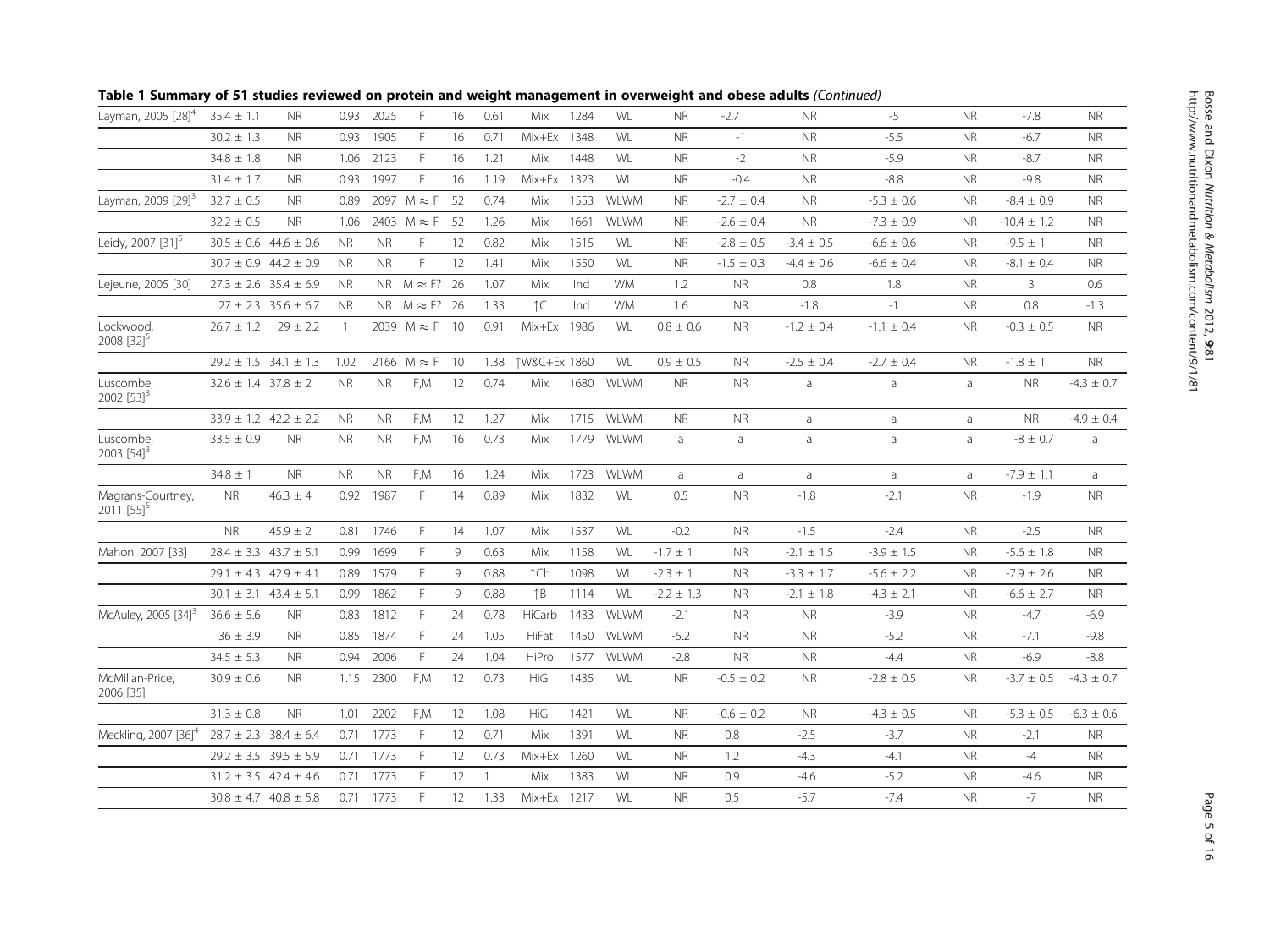**Table 1 Summary of 51 studies reviewed on protein and weight management in overweight and obese adults** *(Continued)*

| | | | | | | | | | | | | | | | | | |
|---|---|---|---|---|---|---|---|---|---|---|---|---|---|---|---|---|---|
| Layman, 2005 [28][4] | 35.4 ± 1.1 | NR | 0.93 | 2025 | F | 16 | 0.61 | Mix | 1284 | WL | NR | -2.7 | NR | -5 | NR | -7.8 | NR |
| | 30.2 ± 1.3 | NR | 0.93 | 1905 | F | 16 | 0.71 | Mix+Ex | 1348 | WL | NR | -1 | NR | -5.5 | NR | -6.7 | NR |
| | 34.8 ± 1.8 | NR | 1.06 | 2123 | F | 16 | 1.21 | Mix | 1448 | WL | NR | -2 | NR | -5.9 | NR | -8.7 | NR |
| | 31.4 ± 1.7 | NR | 0.93 | 1997 | F | 16 | 1.19 | Mix+Ex | 1323 | WL | NR | -0.4 | NR | -8.8 | NR | -9.8 | NR |
| Layman, 2009 [29][3] | 32.7 ± 0.5 | NR | 0.89 | 2097 | M ≈ F | 52 | 0.74 | Mix | 1553 | WLWM | NR | -2.7 ± 0.4 | NR | -5.3 ± 0.6 | NR | -8.4 ± 0.9 | NR |
| | 32.2 ± 0.5 | NR | 1.06 | 2403 | M ≈ F | 52 | 1.26 | Mix | 1661 | WLWM | NR | -2.6 ± 0.4 | NR | -7.3 ± 0.9 | NR | -10.4 ± 1.2 | NR |
| Leidy, 2007 [31][5] | 30.5 ± 0.6 | 44.6 ± 0.6 | NR | NR | F | 12 | 0.82 | Mix | 1515 | WL | NR | -2.8 ± 0.5 | -3.4 ± 0.5 | -6.6 ± 0.6 | NR | -9.5 ± 1 | NR |
| | 30.7 ± 0.9 | 44.2 ± 0.9 | NR | NR | F | 12 | 1.41 | Mix | 1550 | WL | NR | -1.5 ± 0.3 | -4.4 ± 0.6 | -6.6 ± 0.4 | NR | -8.1 ± 0.4 | NR |
| Lejeune, 2005 [30] | 27.3 ± 2.6 | 35.4 ± 6.9 | NR | NR | M ≈ F? | 26 | 1.07 | Mix | Ind | WM | 1.2 | NR | 0.8 | 1.8 | NR | 3 | 0.6 |
| | 27 ± 2.3 | 35.6 ± 6.7 | NR | NR | M ≈ F? | 26 | 1.33 | ↑C | Ind | WM | 1.6 | NR | -1.8 | -1 | NR | 0.8 | -1.3 |
| Lockwood, 2008 [32][5] | 26.7 ± 1.2 | 29 ± 2.2 | 1 | 2039 | M ≈ F | 10 | 0.91 | Mix+Ex | 1986 | WL | 0.8 ± 0.6 | NR | -1.2 ± 0.4 | -1.1 ± 0.4 | NR | -0.3 ± 0.5 | NR |
| | 29.2 ± 1.5 | 34.1 ± 1.3 | 1.02 | 2166 | M ≈ F | 10 | 1.38 | ↑W&C+Ex | 1860 | WL | 0.9 ± 0.5 | NR | -2.5 ± 0.4 | -2.7 ± 0.4 | NR | -1.8 ± 1 | NR |
| Luscombe, 2002 [53][3] | 32.6 ± 1.4 | 37.8 ± 2 | NR | NR | F,M | 12 | 0.74 | Mix | 1680 | WLWM | NR | NR | a | a | a | NR | -4.3 ± 0.7 |
| | 33.9 ± 1.2 | 42.2 ± 2.2 | NR | NR | F,M | 12 | 1.27 | Mix | 1715 | WLWM | NR | NR | a | a | a | NR | -4.9 ± 0.4 |
| Luscombe, 2003 [54][3] | 33.5 ± 0.9 | NR | NR | NR | F,M | 16 | 0.73 | Mix | 1779 | WLWM | a | a | a | a | a | -8 ± 0.7 | a |
| | 34.8 ± 1 | NR | NR | NR | F,M | 16 | 1.24 | Mix | 1723 | WLWM | a | a | a | a | a | -7.9 ± 1.1 | a |
| Magrans-Courtney, 2011 [55][5] | NR | 46.3 ± 4 | 0.92 | 1987 | F | 14 | 0.89 | Mix | 1832 | WL | 0.5 | NR | -1.8 | -2.1 | NR | -1.9 | NR |
| | NR | 45.9 ± 2 | 0.81 | 1746 | F | 14 | 1.07 | Mix | 1537 | WL | -0.2 | NR | -1.5 | -2.4 | NR | -2.5 | NR |
| Mahon, 2007 [33] | 28.4 ± 3.3 | 43.7 ± 5.1 | 0.99 | 1699 | F | 9 | 0.63 | Mix | 1158 | WL | -1.7 ± 1 | NR | -2.1 ± 1.5 | -3.9 ± 1.5 | NR | -5.6 ± 1.8 | NR |
| | 29.1 ± 4.3 | 42.9 ± 4.1 | 0.89 | 1579 | F | 9 | 0.88 | ↑Ch | 1098 | WL | -2.3 ± 1 | NR | -3.3 ± 1.7 | -5.6 ± 2.2 | NR | -7.9 ± 2.6 | NR |
| | 30.1 ± 3.1 | 43.4 ± 5.1 | 0.99 | 1862 | F | 9 | 0.88 | ↑B | 1114 | WL | -2.2 ± 1.3 | NR | -2.1 ± 1.8 | -4.3 ± 2.1 | NR | -6.6 ± 2.7 | NR |
| McAuley, 2005 [34][3] | 36.6 ± 5.6 | NR | 0.83 | 1812 | F | 24 | 0.78 | HiCarb | 1433 | WLWM | -2.1 | NR | NR | -3.9 | NR | -4.7 | -6.9 |
| | 36 ± 3.9 | NR | 0.85 | 1874 | F | 24 | 1.05 | HiFat | 1450 | WLWM | -5.2 | NR | NR | -5.2 | NR | -7.1 | -9.8 |
| | 34.5 ± 5.3 | NR | 0.94 | 2006 | F | 24 | 1.04 | HiPro | 1577 | WLWM | -2.8 | NR | NR | -4.4 | NR | -6.9 | -8.8 |
| McMillan-Price, 2006 [35] | 30.9 ± 0.6 | NR | 1.15 | 2300 | F,M | 12 | 0.73 | HiGl | 1435 | WL | NR | -0.5 ± 0.2 | NR | -2.8 ± 0.5 | NR | -3.7 ± 0.5 | -4.3 ± 0.7 |
| | 31.3 ± 0.8 | NR | 1.01 | 2202 | F,M | 12 | 1.08 | HiGl | 1421 | WL | NR | -0.6 ± 0.2 | NR | -4.3 ± 0.5 | NR | -5.3 ± 0.5 | -6.3 ± 0.6 |
| Meckling, 2007 [36][4] | 28.7 ± 2.3 | 38.4 ± 6.4 | 0.71 | 1773 | F | 12 | 0.71 | Mix | 1391 | WL | NR | 0.8 | -2.5 | -3.7 | NR | -2.1 | NR |
| | 29.2 ± 3.5 | 39.5 ± 5.9 | 0.71 | 1773 | F | 12 | 0.73 | Mix+Ex | 1260 | WL | NR | 1.2 | -4.3 | -4.1 | NR | -4 | NR |
| | 31.2 ± 3.5 | 42.4 ± 4.6 | 0.71 | 1773 | F | 12 | 1 | Mix | 1383 | WL | NR | 0.9 | -4.6 | -5.2 | NR | -4.6 | NR |
| | 30.8 ± 4.7 | 40.8 ± 5.8 | 0.71 | 1773 | F | 12 | 1.33 | Mix+Ex | 1217 | WL | NR | 0.5 | -5.7 | -7.4 | NR | -7 | NR |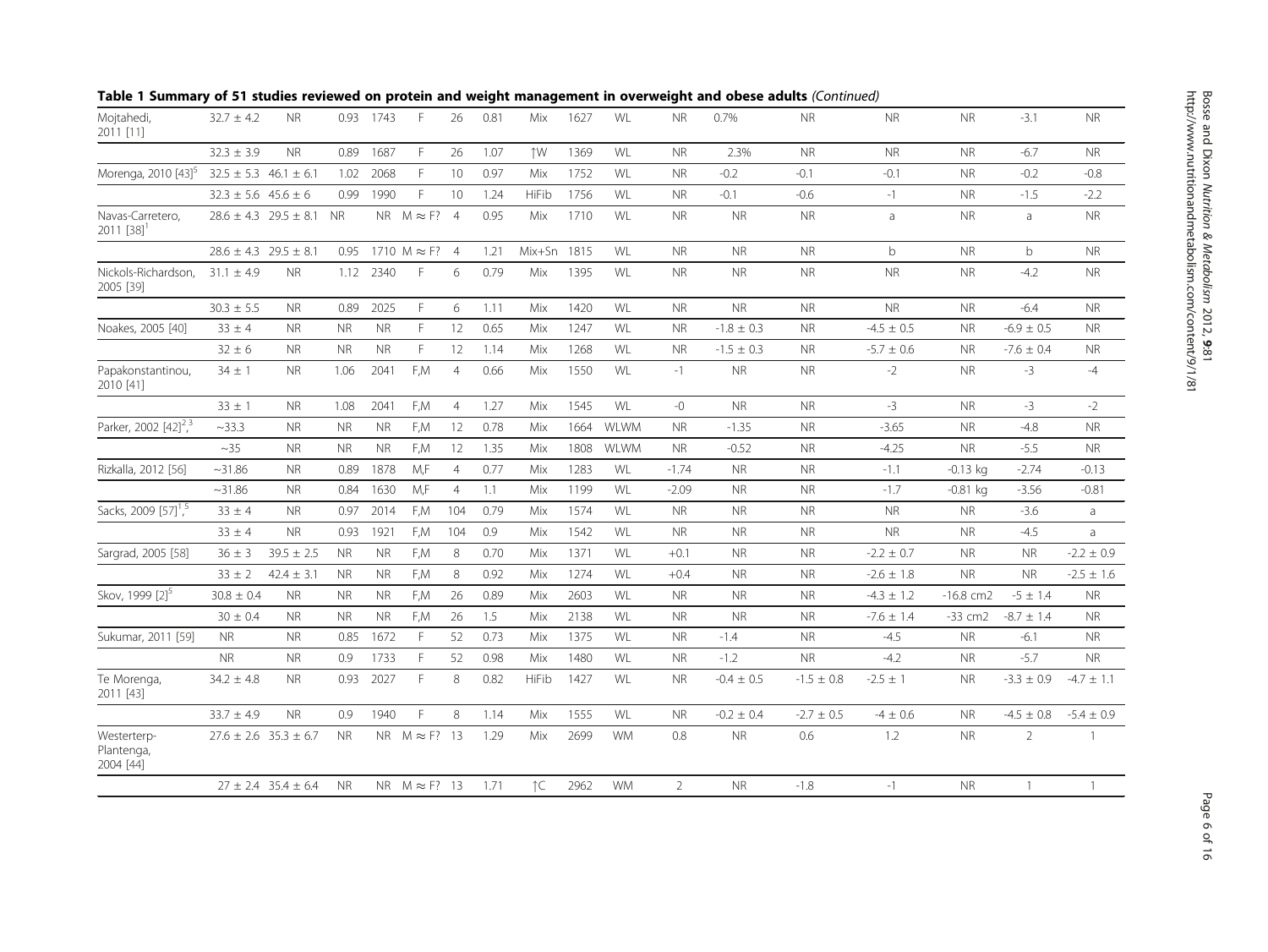**Table 1 Summary of 51 studies reviewed on protein and weight management in overweight and obese adults** *(Continued)*

| | | | | | | | | | | | | | | | | | |
|---|---|---|---|---|---|---|---|---|---|---|---|---|---|---|---|---|---|
| Mojtahedi, 2011 [11] | 32.7 ± 4.2 | NR | 0.93 | 1743 | F | 26 | 0.81 | Mix | 1627 | WL | NR | 0.7% | NR | NR | NR | -3.1 | NR |
| | 32.3 ± 3.9 | NR | 0.89 | 1687 | F | 26 | 1.07 | ↑W | 1369 | WL | NR | 2.3% | NR | NR | NR | -6.7 | NR |
| Morenga, 2010 [43][5] | 32.5 ± 5.3 | 46.1 ± 6.1 | 1.02 | 2068 | F | 10 | 0.97 | Mix | 1752 | WL | NR | -0.2 | -0.1 | -0.1 | NR | -0.2 | -0.8 |
| | 32.3 ± 5.6 | 45.6 ± 6 | 0.99 | 1990 | F | 10 | 1.24 | HiFib | 1756 | WL | NR | -0.1 | -0.6 | -1 | NR | -1.5 | -2.2 |
| Navas-Carretero, 2011 [38][1] | 28.6 ± 4.3 | 29.5 ± 8.1 | NR | NR | M ≈ F? | 4 | 0.95 | Mix | 1710 | WL | NR | NR | NR | a | NR | a | NR |
| | 28.6 ± 4.3 | 29.5 ± 8.1 | 0.95 | 1710 | M ≈ F? | 4 | 1.21 | Mix+Sn | 1815 | WL | NR | NR | NR | b | NR | b | NR |
| Nickols-Richardson, 2005 [39] | 31.1 ± 4.9 | NR | 1.12 | 2340 | F | 6 | 0.79 | Mix | 1395 | WL | NR | NR | NR | NR | NR | -4.2 | NR |
| | 30.3 ± 5.5 | NR | 0.89 | 2025 | F | 6 | 1.11 | Mix | 1420 | WL | NR | NR | NR | NR | NR | -6.4 | NR |
| Noakes, 2005 [40] | 33 ± 4 | NR | NR | NR | F | 12 | 0.65 | Mix | 1247 | WL | NR | -1.8 ± 0.3 | NR | -4.5 ± 0.5 | NR | -6.9 ± 0.5 | NR |
| | 32 ± 6 | NR | NR | NR | F | 12 | 1.14 | Mix | 1268 | WL | NR | -1.5 ± 0.3 | NR | -5.7 ± 0.6 | NR | -7.6 ± 0.4 | NR |
| Papakonstantinou, 2010 [41] | 34 ± 1 | NR | 1.06 | 2041 | F,M | 4 | 0.66 | Mix | 1550 | WL | -1 | NR | NR | -2 | NR | -3 | -4 |
| | 33 ± 1 | NR | 1.08 | 2041 | F,M | 4 | 1.27 | Mix | 1545 | WL | -0 | NR | NR | -3 | NR | -3 | -2 |
| Parker, 2002 [42][2,3] | ~33.3 | NR | NR | NR | F,M | 12 | 0.78 | Mix | 1664 | WLWM | NR | -1.35 | NR | -3.65 | NR | -4.8 | NR |
| | ~35 | NR | NR | NR | F,M | 12 | 1.35 | Mix | 1808 | WLWM | NR | -0.52 | NR | -4.25 | NR | -5.5 | NR |
| Rizkalla, 2012 [56] | ~31.86 | NR | 0.89 | 1878 | M,F | 4 | 0.77 | Mix | 1283 | WL | -1.74 | NR | NR | -1.1 | -0.13 kg | -2.74 | -0.13 |
| | ~31.86 | NR | 0.84 | 1630 | M,F | 4 | 1.1 | Mix | 1199 | WL | -2.09 | NR | NR | -1.7 | -0.81 kg | -3.56 | -0.81 |
| Sacks, 2009 [57][1,5] | 33 ± 4 | NR | 0.97 | 2014 | F,M | 104 | 0.79 | Mix | 1574 | WL | NR | NR | NR | NR | NR | -3.6 | a |
| | 33 ± 4 | NR | 0.93 | 1921 | F,M | 104 | 0.9 | Mix | 1542 | WL | NR | NR | NR | NR | NR | -4.5 | a |
| Sargrad, 2005 [58] | 36 ± 3 | 39.5 ± 2.5 | NR | NR | F,M | 8 | 0.70 | Mix | 1371 | WL | +0.1 | NR | NR | -2.2 ± 0.7 | NR | NR | -2.2 ± 0.9 |
| | 33 ± 2 | 42.4 ± 3.1 | NR | NR | F,M | 8 | 0.92 | Mix | 1274 | WL | +0.4 | NR | NR | -2.6 ± 1.8 | NR | NR | -2.5 ± 1.6 |
| Skov, 1999 [2][5] | 30.8 ± 0.4 | NR | NR | NR | F,M | 26 | 0.89 | Mix | 2603 | WL | NR | NR | NR | -4.3 ± 1.2 | -16.8 cm2 | -5 ± 1.4 | NR |
| | 30 ± 0.4 | NR | NR | NR | F,M | 26 | 1.5 | Mix | 2138 | WL | NR | NR | NR | -7.6 ± 1.4 | -33 cm2 | -8.7 ± 1.4 | NR |
| Sukumar, 2011 [59] | NR | NR | 0.85 | 1672 | F | 52 | 0.73 | Mix | 1375 | WL | NR | -1.4 | NR | -4.5 | NR | -6.1 | NR |
| | NR | NR | 0.9 | 1733 | F | 52 | 0.98 | Mix | 1480 | WL | NR | -1.2 | NR | -4.2 | NR | -5.7 | NR |
| Te Morenga, 2011 [43] | 34.2 ± 4.8 | NR | 0.93 | 2027 | F | 8 | 0.82 | HiFib | 1427 | WL | NR | -0.4 ± 0.5 | -1.5 ± 0.8 | -2.5 ± 1 | NR | -3.3 ± 0.9 | -4.7 ± 1.1 |
| | 33.7 ± 4.9 | NR | 0.9 | 1940 | F | 8 | 1.14 | Mix | 1555 | WL | NR | -0.2 ± 0.4 | -2.7 ± 0.5 | -4 ± 0.6 | NR | -4.5 ± 0.8 | -5.4 ± 0.9 |
| Westerterp-Plantenga, 2004 [44] | 27.6 ± 2.6 | 35.3 ± 6.7 | NR | NR | M ≈ F? | 13 | 1.29 | Mix | 2699 | WM | 0.8 | NR | 0.6 | 1.2 | NR | 2 | 1 |
| | 27 ± 2.4 | 35.4 ± 6.4 | NR | NR | M ≈ F? | 13 | 1.71 | ↑C | 2962 | WM | 2 | NR | -1.8 | -1 | NR | 1 | 1 |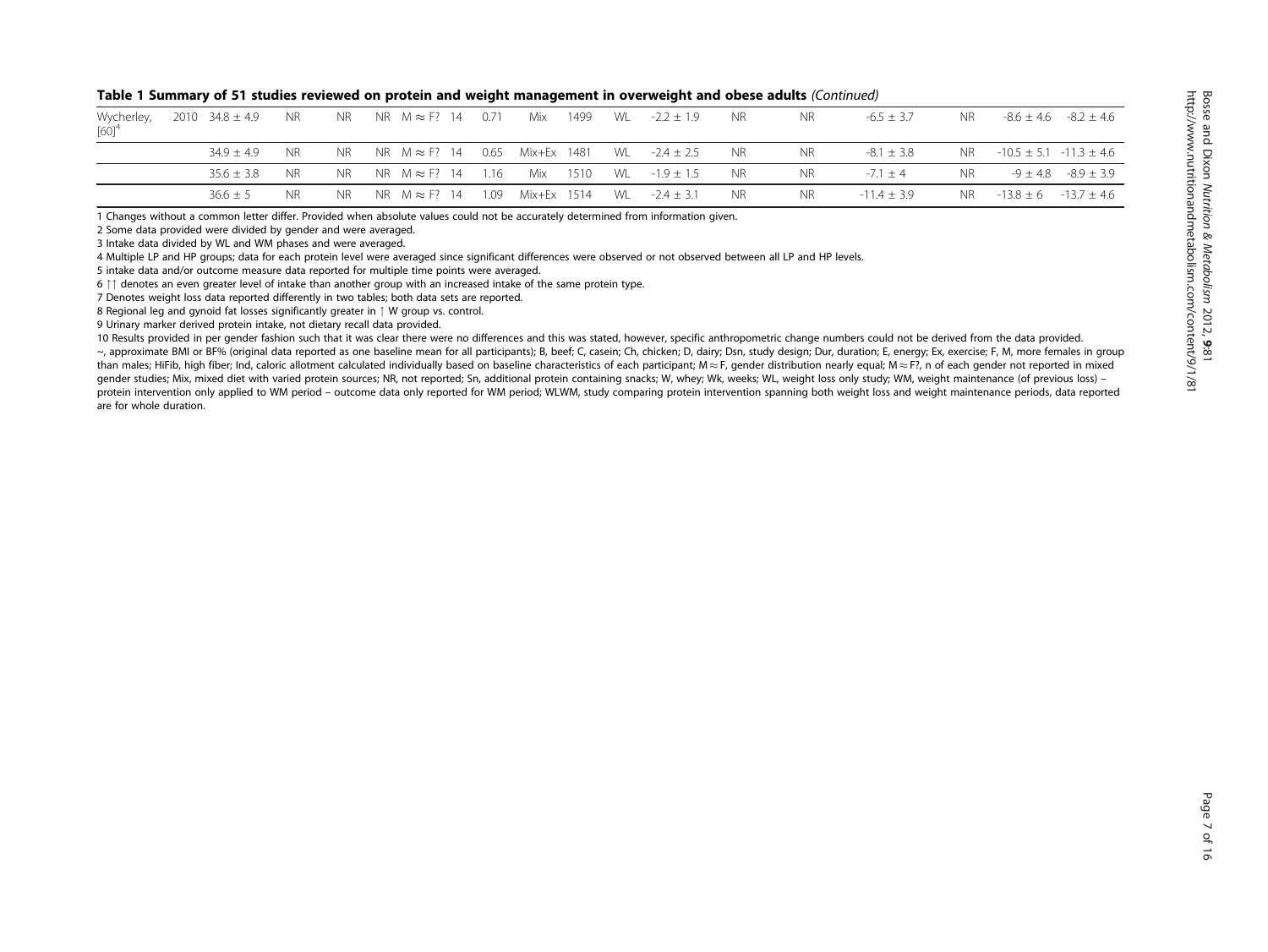**Table 1 Summary of 51 studies reviewed on protein and weight management in overweight and obese adults** *(Continued)*

| | | | | | | | | | | | | | | | | | |
|---|---|---|---|---|---|---|---|---|---|---|---|---|---|---|---|---|---|
| Wycherley, [60][4] | 2010 | 34.8 ± 4.9 | NR | NR | NR | M ≈ F? | 14 | 0.71 | Mix | 1499 | WL | -2.2 ± 1.9 | NR | NR | -6.5 ± 3.7 | NR | -8.6 ± 4.6 | -8.2 ± 4.6 |
| | | 34.9 ± 4.9 | NR | NR | NR | M ≈ F? | 14 | 0.65 | Mix+Ex | 1481 | WL | -2.4 ± 2.5 | NR | NR | -8.1 ± 3.8 | NR | -10.5 ± 5.1 | -11.3 ± 4.6 |
| | | 35.6 ± 3.8 | NR | NR | NR | M ≈ F? | 14 | 1.16 | Mix | 1510 | WL | -1.9 ± 1.5 | NR | NR | -7.1 ± 4 | NR | -9 ± 4.8 | -8.9 ± 3.9 |
| | | 36.6 ± 5 | NR | NR | NR | M ≈ F? | 14 | 1.09 | Mix+Ex | 1514 | WL | -2.4 ± 3.1 | NR | NR | -11.4 ± 3.9 | NR | -13.8 ± 6 | -13.7 ± 4.6 |

1 Changes without a common letter differ. Provided when absolute values could not be accurately determined from information given.

2 Some data provided were divided by gender and were averaged.

3 Intake data divided by WL and WM phases and were averaged.

4 Multiple LP and HP groups; data for each protein level were averaged since significant differences were observed or not observed between all LP and HP levels.

5 intake data and/or outcome measure data reported for multiple time points were averaged.

6 ↑↑ denotes an even greater level of intake than another group with an increased intake of the same protein type.

7 Denotes weight loss data reported differently in two tables; both data sets are reported.

8 Regional leg and gynoid fat losses significantly greater in ↑ W group vs. control.

9 Urinary marker derived protein intake, not dietary recall data provided.

10 Results provided in per gender fashion such that it was clear there were no differences and this was stated, however, specific anthropometric change numbers could not be derived from the data provided.

~, approximate BMI or BF% (original data reported as one baseline mean for all participants); B, beef; C, casein; Ch, chicken; D, dairy; Dsn, study design; Dur, duration; E, energy; Ex, exercise; F, M, more females in group than males; HiFib, high fiber; Ind, caloric allotment calculated individually based on baseline characteristics of each participant; M ≈ F, gender distribution nearly equal; M ≈ F?, n of each gender not reported in mixed gender studies; Mix, mixed diet with varied protein sources; NR, not reported; Sn, additional protein containing snacks; W, whey; Wk, weeks; WL, weight loss only study; WM, weight maintenance (of previous loss) – protein intervention only applied to WM period – outcome data only reported for WM period; WLWM, study comparing protein intervention spanning both weight loss and weight maintenance periods, data reported are for whole duration.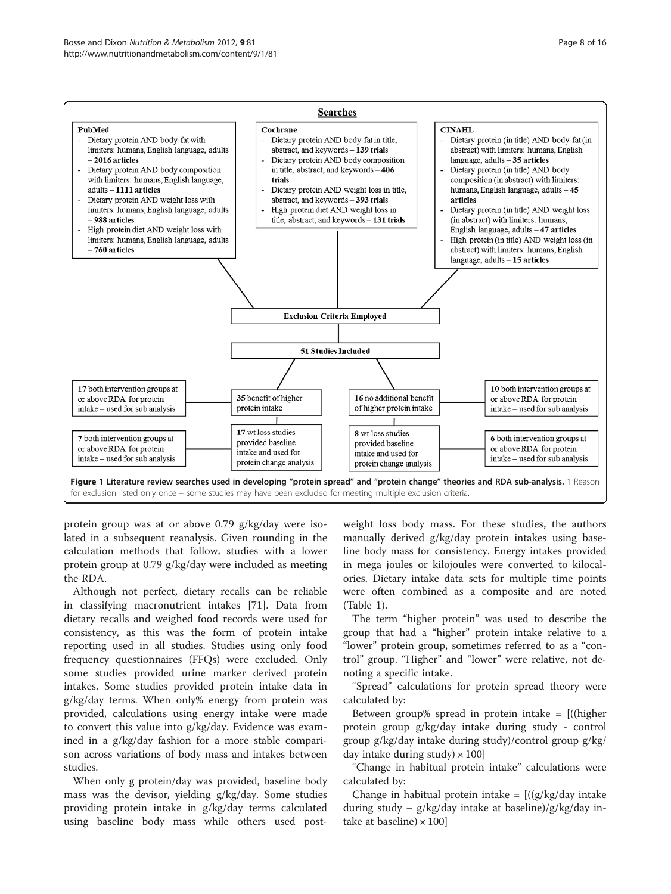**Searches**

**PubMed**
- Dietary protein AND body-fat with limiters: humans, English language, adults – **2016 articles**
- Dietary protein AND body composition with limiters: humans, English language, adults – **1111 articles**
- Dietary protein AND weight loss with limiters: humans, English language, adults – **988 articles**
- High protein diet AND weight loss with limiters: humans, English language, adults – **760 articles**

**Cochrane**
- Dietary protein AND body-fat in title, abstract, and keywords – **139 trials**
- Dietary protein AND body composition in title, abstract, and keywords – **406 trials**
- Dietary protein AND weight loss in title, abstract, and keywords – **393 trials**
- High protein diet AND weight loss in title, abstract, and keywords – **131 trials**

**CINAHL**
- Dietary protein (in title) AND body-fat (in abstract) with limiters: humans, English language, adults – **35 articles**
- Dietary protein (in title) AND body composition (in abstract) with limiters: humans, English language, adults – **45 articles**
- Dietary protein (in title) AND weight loss (in abstract) with limiters: humans, English language, adults – **47 articles**
- High protein (in title) AND weight loss (in abstract) with limiters: humans, English language, adults – **15 articles**

**Exclusion Criteria Employed**

**51 Studies Included**

- 35 benefit of higher protein intake
  - 17 both intervention groups at or above RDA for protein intake – used for sub analysis
  - 17 wt loss studies provided baseline intake and used for protein change analysis
    - 7 both intervention groups at or above RDA for protein intake – used for sub analysis
- 16 no additional benefit of higher protein intake
  - 10 both intervention groups at or above RDA for protein intake – used for sub analysis
  - 8 wt loss studies provided baseline intake and used for protein change analysis
    - 6 both intervention groups at or above RDA for protein intake – used for sub analysis

**Figure 1 Literature review searches used in developing “protein spread” and “protein change” theories and RDA sub-analysis.** 1 Reason for exclusion listed only once – some studies may have been excluded for meeting multiple exclusion criteria.

protein group was at or above 0.79 g/kg/day were isolated in a subsequent reanalysis. Given rounding in the calculation methods that follow, studies with a lower protein group at 0.79 g/kg/day were included as meeting the RDA.

Although not perfect, dietary recalls can be reliable in classifying macronutrient intakes [71]. Data from dietary recalls and weighed food records were used for consistency, as this was the form of protein intake reporting used in all studies. Studies using only food frequency questionnaires (FFQs) were excluded. Only some studies provided urine marker derived protein intakes. Some studies provided protein intake data in g/kg/day terms. When only% energy from protein was provided, calculations using energy intake were made to convert this value into g/kg/day. Evidence was examined in a g/kg/day fashion for a more stable comparison across variations of body mass and intakes between studies.

When only g protein/day was provided, baseline body mass was the devisor, yielding g/kg/day. Some studies providing protein intake in g/kg/day terms calculated using baseline body mass while others used post-weight loss body mass. For these studies, the authors manually derived g/kg/day protein intakes using baseline body mass for consistency. Energy intakes provided in mega joules or kilojoules were converted to kilocalories. Dietary intake data sets for multiple time points were often combined as a composite and are noted (Table 1).

The term “higher protein” was used to describe the group that had a “higher” protein intake relative to a “lower” protein group, sometimes referred to as a “control” group. “Higher” and “lower” were relative, not denoting a specific intake.

“Spread” calculations for protein spread theory were calculated by:

Between group% spread in protein intake = [((higher protein group g/kg/day intake during study - control group g/kg/day intake during study)/control group g/kg/day intake during study) × 100]

“Change in habitual protein intake” calculations were calculated by:

Change in habitual protein intake = [((g/kg/day intake during study – g/kg/day intake at baseline)/g/kg/day intake at baseline) × 100]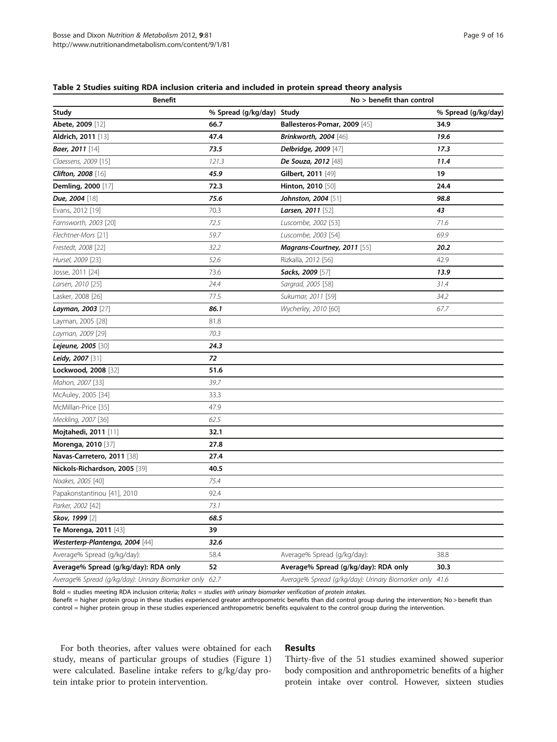**Table 2 Studies suiting RDA inclusion criteria and included in protein spread theory analysis**

| Benefit | | No > benefit than control | |
|---|---|---|---|
| Study | % Spread (g/kg/day) | Study | % Spread (g/kg/day) |
| **Abete, 2009** [12] | **66.7** | **Ballesteros-Pomar, 2009** [45] | **34.9** |
| **Aldrich, 2011** [13] | **47.4** | ***Brinkworth, 2004*** [46] | ***19.6*** |
| ***Baer, 2011*** [14] | ***73.5*** | ***Delbridge, 2009*** [47] | ***17.3*** |
| *Claessens, 2009* [15] | *121.3* | ***De Souza, 2012*** [48] | ***11.4*** |
| ***Clifton, 2008*** [16] | ***45.9*** | **Gilbert, 2011** [49] | **19** |
| **Demling, 2000** [17] | **72.3** | **Hinton, 2010** [50] | **24.4** |
| ***Due, 2004*** [18] | ***75.6*** | ***Johnston, 2004*** [51] | ***98.8*** |
| Evans, 2012 [19] | 70.3 | ***Larsen, 2011*** [52] | ***43*** |
| *Farnsworth, 2003* [20] | *72.5* | *Luscombe, 2002* [53] | *71.6* |
| *Flechtner-Mors* [21] | *59.7* | *Luscombe, 2003* [54] | *69.9* |
| *Frestedt, 2008* [22] | *32.2* | ***Magrans-Courtney, 2011*** [55] | ***20.2*** |
| *Hursel, 2009* [23] | *52.6* | Rizkalla, 2012 [56] | 42.9 |
| Josse, 2011 [24] | 73.6 | ***Sacks, 2009*** [57] | ***13.9*** |
| *Larsen, 2010* [25] | *24.4* | *Sargrad, 2005* [58] | *31.4* |
| Lasker, 2008 [26] | 77.5 | *Sukumar, 2011* [59] | *34.2* |
| ***Layman, 2003*** [27] | ***86.1*** | *Wycherley, 2010* [60] | *67.7* |
| Layman, 2005 [28] | 81.8 | | |
| *Layman, 2009* [29] | *70.3* | | |
| ***Lejeune, 2005*** [30] | ***24.3*** | | |
| ***Leidy, 2007*** [31] | ***72*** | | |
| **Lockwood, 2008** [32] | **51.6** | | |
| *Mahon, 2007* [33] | *39.7* | | |
| McAuley, 2005 [34] | 33.3 | | |
| McMillan-Price [35] | 47.9 | | |
| *Meckling, 2007* [36] | *62.5* | | |
| **Mojtahedi, 2011** [11] | **32.1** | | |
| **Morenga, 2010** [37] | **27.8** | | |
| **Navas-Carretero, 2011** [38] | **27.4** | | |
| **Nickols-Richardson, 2005** [39] | **40.5** | | |
| *Noakes, 2005* [40] | *75.4* | | |
| Papakonstantinou [41], 2010 | 92.4 | | |
| *Parker, 2002* [42] | *73.1* | | |
| ***Skov, 1999*** [2] | ***68.5*** | | |
| **Te Morenga, 2011** [43] | **39** | | |
| ***Westerterp-Plantenga, 2004*** [44] | ***32.6*** | | |
| Average% Spread (g/kg/day): | 58.4 | Average% Spread (g/kg/day): | 38.8 |
| **Average% Spread (g/kg/day): RDA only** | **52** | **Average% Spread (g/kg/day): RDA only** | **30.3** |
| *Average% Spread (g/kg/day): Urinary Biomarker only* | *62.7* | *Average% Spread (g/kg/day): Urinary Biomarker only* | *41.6* |

Bold = studies meeting RDA inclusion criteria; *Italics = studies with urinary biomarker verification of protein intakes.*
Benefit = higher protein group in these studies experienced greater anthropometric benefits than did control group during the intervention; No > benefit than control = higher protein group in these studies experienced anthropometric benefits equivalent to the control group during the intervention.

For both theories, after values were obtained for each study, means of particular groups of studies (Figure 1) were calculated. Baseline intake refers to g/kg/day protein intake prior to protein intervention.

## Results

Thirty-five of the 51 studies examined showed superior body composition and anthropometric benefits of a higher protein intake over control. However, sixteen studies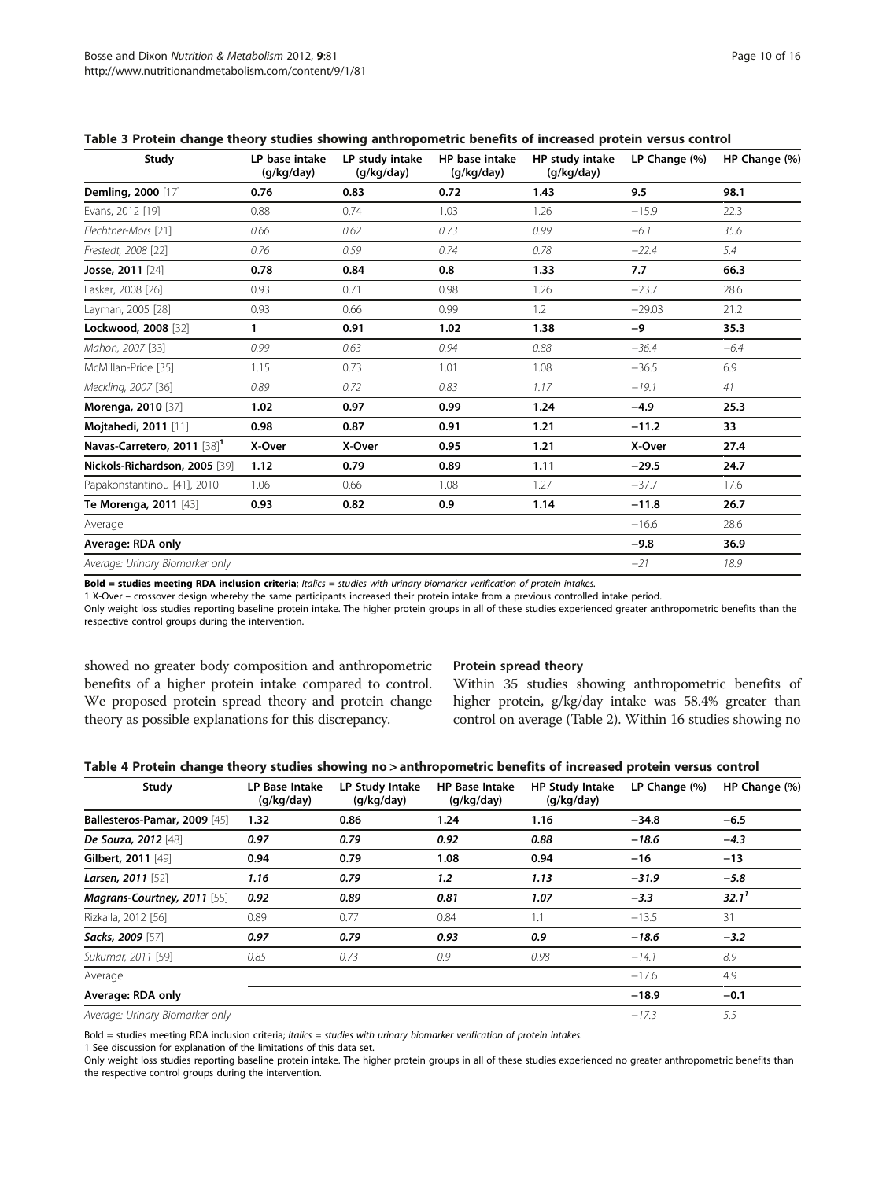**Table 3 Protein change theory studies showing anthropometric benefits of increased protein versus control**

| Study | LP base intake (g/kg/day) | LP study intake (g/kg/day) | HP base intake (g/kg/day) | HP study intake (g/kg/day) | LP Change (%) | HP Change (%) |
|---|---|---|---|---|---|---|
| **Demling, 2000** [17] | **0.76** | **0.83** | **0.72** | **1.43** | **9.5** | **98.1** |
| Evans, 2012 [19] | 0.88 | 0.74 | 1.03 | 1.26 | −15.9 | 22.3 |
| *Flechtner-Mors* [21] | *0.66* | *0.62* | *0.73* | *0.99* | *−6.1* | *35.6* |
| *Frestedt, 2008* [22] | *0.76* | *0.59* | *0.74* | *0.78* | *−22.4* | *5.4* |
| **Josse, 2011** [24] | **0.78** | **0.84** | **0.8** | **1.33** | **7.7** | **66.3** |
| Lasker, 2008 [26] | 0.93 | 0.71 | 0.98 | 1.26 | −23.7 | 28.6 |
| Layman, 2005 [28] | 0.93 | 0.66 | 0.99 | 1.2 | −29.03 | 21.2 |
| **Lockwood, 2008** [32] | **1** | **0.91** | **1.02** | **1.38** | **−9** | **35.3** |
| *Mahon, 2007* [33] | *0.99* | *0.63* | *0.94* | *0.88* | *−36.4* | *−6.4* |
| McMillan-Price [35] | 1.15 | 0.73 | 1.01 | 1.08 | −36.5 | 6.9 |
| *Meckling, 2007* [36] | *0.89* | *0.72* | *0.83* | *1.17* | *−19.1* | *41* |
| **Morenga, 2010** [37] | **1.02** | **0.97** | **0.99** | **1.24** | **−4.9** | **25.3** |
| **Mojtahedi, 2011** [11] | **0.98** | **0.87** | **0.91** | **1.21** | **−11.2** | **33** |
| **Navas-Carretero, 2011** [38][1] | **X-Over** | **X-Over** | **0.95** | **1.21** | **X-Over** | **27.4** |
| **Nickols-Richardson, 2005** [39] | **1.12** | **0.79** | **0.89** | **1.11** | **−29.5** | **24.7** |
| Papakonstantinou [41], 2010 | 1.06 | 0.66 | 1.08 | 1.27 | −37.7 | 17.6 |
| **Te Morenga, 2011** [43] | **0.93** | **0.82** | **0.9** | **1.14** | **−11.8** | **26.7** |
| Average | | | | | −16.6 | 28.6 |
| **Average: RDA only** | | | | | **−9.8** | **36.9** |
| *Average: Urinary Biomarker only* | | | | | *−21* | *18.9* |

**Bold = studies meeting RDA inclusion criteria**; *Italics = studies with urinary biomarker verification of protein intakes.*
1 X-Over – crossover design whereby the same participants increased their protein intake from a previous controlled intake period.
Only weight loss studies reporting baseline protein intake. The higher protein groups in all of these studies experienced greater anthropometric benefits than the respective control groups during the intervention.

showed no greater body composition and anthropometric benefits of a higher protein intake compared to control. We proposed protein spread theory and protein change theory as possible explanations for this discrepancy.

### Protein spread theory

Within 35 studies showing anthropometric benefits of higher protein, g/kg/day intake was 58.4% greater than control on average (Table 2). Within 16 studies showing no

**Table 4 Protein change theory studies showing no > anthropometric benefits of increased protein versus control**

| Study | LP Base Intake (g/kg/day) | LP Study Intake (g/kg/day) | HP Base Intake (g/kg/day) | HP Study Intake (g/kg/day) | LP Change (%) | HP Change (%) |
|---|---|---|---|---|---|---|
| **Ballesteros-Pamar, 2009** [45] | **1.32** | **0.86** | **1.24** | **1.16** | **−34.8** | **−6.5** |
| ***De Souza, 2012*** [48] | ***0.97*** | ***0.79*** | ***0.92*** | ***0.88*** | ***−18.6*** | ***−4.3*** |
| **Gilbert, 2011** [49] | **0.94** | **0.79** | **1.08** | **0.94** | **−16** | **−13** |
| ***Larsen, 2011*** [52] | ***1.16*** | ***0.79*** | ***1.2*** | ***1.13*** | ***−31.9*** | ***−5.8*** |
| ***Magrans-Courtney, 2011*** [55] | ***0.92*** | ***0.89*** | ***0.81*** | ***1.07*** | ***−3.3*** | ***32.1***[1] |
| Rizkalla, 2012 [56] | 0.89 | 0.77 | 0.84 | 1.1 | −13.5 | 31 |
| ***Sacks, 2009*** [57] | ***0.97*** | ***0.79*** | ***0.93*** | ***0.9*** | ***−18.6*** | ***−3.2*** |
| *Sukumar, 2011* [59] | *0.85* | *0.73* | *0.9* | *0.98* | *−14.1* | *8.9* |
| Average | | | | | −17.6 | 4.9 |
| **Average: RDA only** | | | | | **−18.9** | **−0.1** |
| *Average: Urinary Biomarker only* | | | | | *−17.3* | *5.5* |

Bold = studies meeting RDA inclusion criteria; *Italics = studies with urinary biomarker verification of protein intakes.*
1 See discussion for explanation of the limitations of this data set.
Only weight loss studies reporting baseline protein intake. The higher protein groups in all of these studies experienced no greater anthropometric benefits than the respective control groups during the intervention.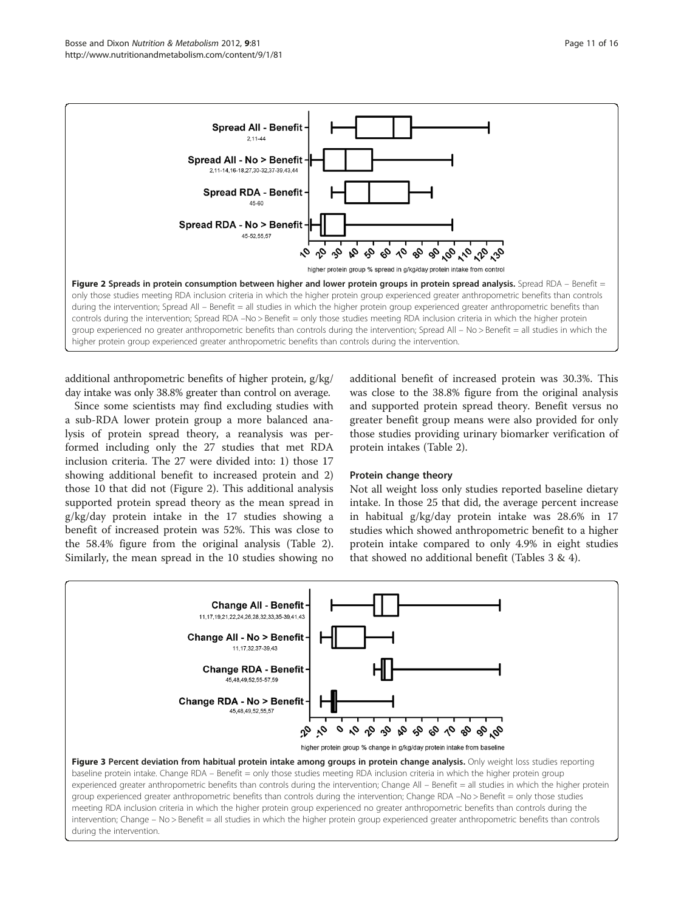Figure 2 Spreads in protein consumption between higher and lower protein groups in protein spread analysis. Spread RDA – Benefit = only those studies meeting RDA inclusion criteria in which the higher protein group experienced greater anthropometric benefits than controls during the intervention; Spread All – Benefit = all studies in which the higher protein group experienced greater anthropometric benefits than controls during the intervention; Spread RDA –No > Benefit = only those studies meeting RDA inclusion criteria in which the higher protein group experienced no greater anthropometric benefits than controls during the intervention; Spread All – No > Benefit = all studies in which the higher protein group experienced greater anthropometric benefits than controls during the intervention.

additional anthropometric benefits of higher protein, g/kg/day intake was only 38.8% greater than control on average.

Since some scientists may find excluding studies with a sub-RDA lower protein group a more balanced analysis of protein spread theory, a reanalysis was performed including only the 27 studies that met RDA inclusion criteria. The 27 were divided into: 1) those 17 showing additional benefit to increased protein and 2) those 10 that did not (Figure 2). This additional analysis supported protein spread theory as the mean spread in g/kg/day protein intake in the 17 studies showing a benefit of increased protein was 52%. This was close to the 58.4% figure from the original analysis (Table 2). Similarly, the mean spread in the 10 studies showing no additional benefit of increased protein was 30.3%. This was close to the 38.8% figure from the original analysis and supported protein spread theory. Benefit versus no greater benefit group means were also provided for only those studies providing urinary biomarker verification of protein intakes (Table 2).

### Protein change theory

Not all weight loss only studies reported baseline dietary intake. In those 25 that did, the average percent increase in habitual g/kg/day protein intake was 28.6% in 17 studies which showed anthropometric benefit to a higher protein intake compared to only 4.9% in eight studies that showed no additional benefit (Tables 3 & 4).

Figure 3 Percent deviation from habitual protein intake among groups in protein change analysis. Only weight loss studies reporting baseline protein intake. Change RDA – Benefit = only those studies meeting RDA inclusion criteria in which the higher protein group experienced greater anthropometric benefits than controls during the intervention; Change All – Benefit = all studies in which the higher protein group experienced greater anthropometric benefits than controls during the intervention; Change RDA –No > Benefit = only those studies meeting RDA inclusion criteria in which the higher protein group experienced no greater anthropometric benefits than controls during the intervention; Change – No > Benefit = all studies in which the higher protein group experienced greater anthropometric benefits than controls during the intervention.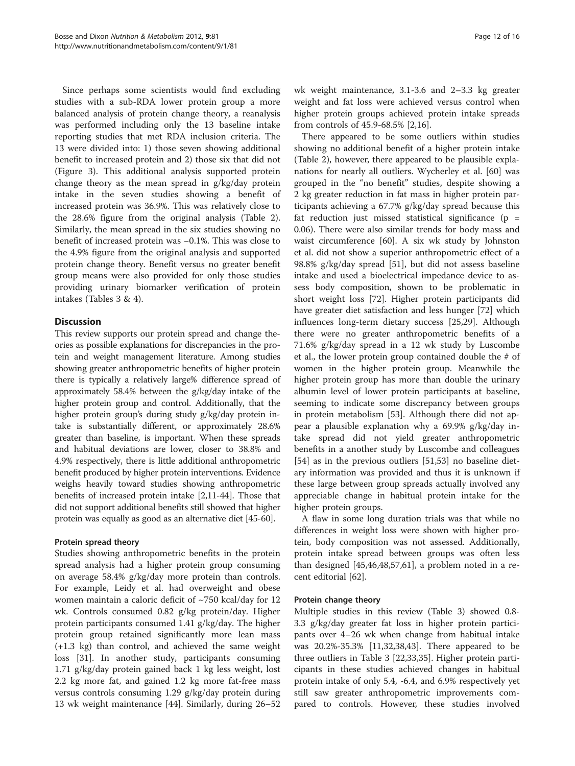Since perhaps some scientists would find excluding studies with a sub-RDA lower protein group a more balanced analysis of protein change theory, a reanalysis was performed including only the 13 baseline intake reporting studies that met RDA inclusion criteria. The 13 were divided into: 1) those seven showing additional benefit to increased protein and 2) those six that did not (Figure 3). This additional analysis supported protein change theory as the mean spread in g/kg/day protein intake in the seven studies showing a benefit of increased protein was 36.9%. This was relatively close to the 28.6% figure from the original analysis (Table 2). Similarly, the mean spread in the six studies showing no benefit of increased protein was −0.1%. This was close to the 4.9% figure from the original analysis and supported protein change theory. Benefit versus no greater benefit group means were also provided for only those studies providing urinary biomarker verification of protein intakes (Tables 3 & 4).

## Discussion

This review supports our protein spread and change theories as possible explanations for discrepancies in the protein and weight management literature. Among studies showing greater anthropometric benefits of higher protein there is typically a relatively large% difference spread of approximately 58.4% between the g/kg/day intake of the higher protein group and control. Additionally, that the higher protein group's during study g/kg/day protein intake is substantially different, or approximately 28.6% greater than baseline, is important. When these spreads and habitual deviations are lower, closer to 38.8% and 4.9% respectively, there is little additional anthropometric benefit produced by higher protein interventions. Evidence weighs heavily toward studies showing anthropometric benefits of increased protein intake [2,11-44]. Those that did not support additional benefits still showed that higher protein was equally as good as an alternative diet [45-60].

### Protein spread theory

Studies showing anthropometric benefits in the protein spread analysis had a higher protein group consuming on average 58.4% g/kg/day more protein than controls. For example, Leidy et al. had overweight and obese women maintain a caloric deficit of ~750 kcal/day for 12 wk. Controls consumed 0.82 g/kg protein/day. Higher protein participants consumed 1.41 g/kg/day. The higher protein group retained significantly more lean mass (+1.3 kg) than control, and achieved the same weight loss [31]. In another study, participants consuming 1.71 g/kg/day protein gained back 1 kg less weight, lost 2.2 kg more fat, and gained 1.2 kg more fat-free mass versus controls consuming 1.29 g/kg/day protein during 13 wk weight maintenance [44]. Similarly, during 26–52 wk weight maintenance, 3.1-3.6 and 2–3.3 kg greater weight and fat loss were achieved versus control when higher protein groups achieved protein intake spreads from controls of 45.9-68.5% [2,16].

There appeared to be some outliers within studies showing no additional benefit of a higher protein intake (Table 2), however, there appeared to be plausible explanations for nearly all outliers. Wycherley et al. [60] was grouped in the "no benefit" studies, despite showing a 2 kg greater reduction in fat mass in higher protein participants achieving a 67.7% g/kg/day spread because this fat reduction just missed statistical significance ($p = 0.06$). There were also similar trends for body mass and waist circumference [60]. A six wk study by Johnston et al. did not show a superior anthropometric effect of a 98.8% g/kg/day spread [51], but did not assess baseline intake and used a bioelectrical impedance device to assess body composition, shown to be problematic in short weight loss [72]. Higher protein participants did have greater diet satisfaction and less hunger [72] which influences long-term dietary success [25,29]. Although there were no greater anthropometric benefits of a 71.6% g/kg/day spread in a 12 wk study by Luscombe et al., the lower protein group contained double the # of women in the higher protein group. Meanwhile the higher protein group has more than double the urinary albumin level of lower protein participants at baseline, seeming to indicate some discrepancy between groups in protein metabolism [53]. Although there did not appear a plausible explanation why a 69.9% g/kg/day intake spread did not yield greater anthropometric benefits in a another study by Luscombe and colleagues [54] as in the previous outliers [51,53] no baseline dietary information was provided and thus it is unknown if these large between group spreads actually involved any appreciable change in habitual protein intake for the higher protein groups.

A flaw in some long duration trials was that while no differences in weight loss were shown with higher protein, body composition was not assessed. Additionally, protein intake spread between groups was often less than designed [45,46,48,57,61], a problem noted in a recent editorial [62].

### Protein change theory

Multiple studies in this review (Table 3) showed 0.8-3.3 g/kg/day greater fat loss in higher protein participants over 4–26 wk when change from habitual intake was 20.2%-35.3% [11,32,38,43]. There appeared to be three outliers in Table 3 [22,33,35]. Higher protein participants in these studies achieved changes in habitual protein intake of only 5.4, -6.4, and 6.9% respectively yet still saw greater anthropometric improvements compared to controls. However, these studies involved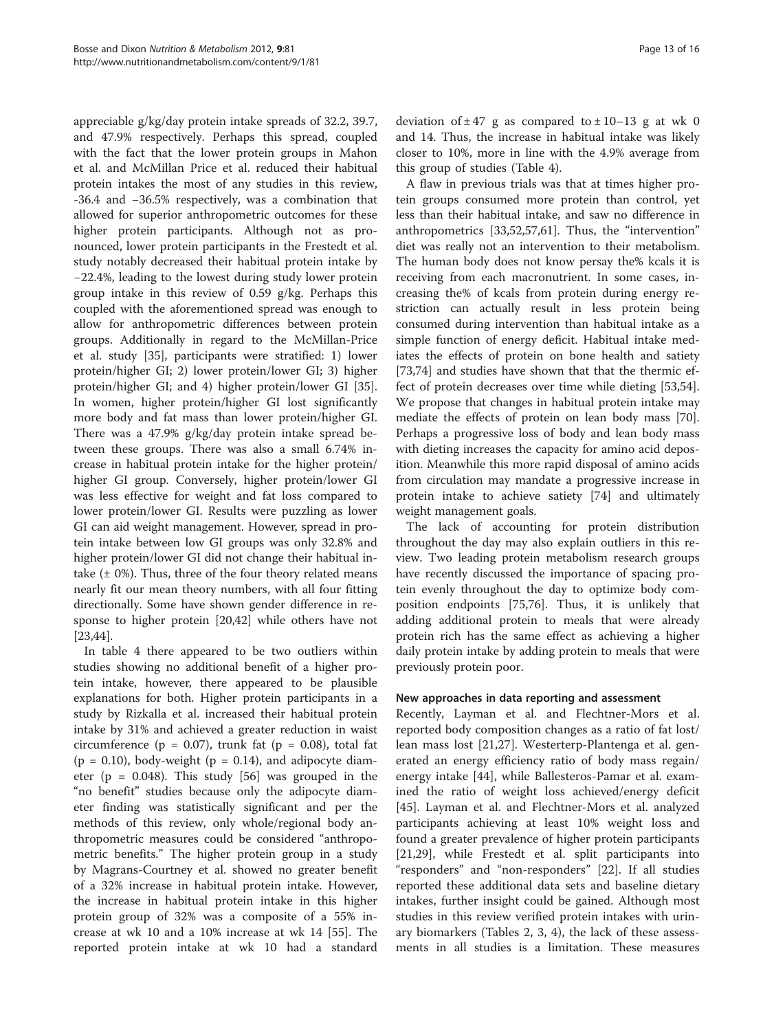appreciable g/kg/day protein intake spreads of 32.2, 39.7, and 47.9% respectively. Perhaps this spread, coupled with the fact that the lower protein groups in Mahon et al. and McMillan Price et al. reduced their habitual protein intakes the most of any studies in this review, -36.4 and −36.5% respectively, was a combination that allowed for superior anthropometric outcomes for these higher protein participants. Although not as pronounced, lower protein participants in the Frestedt et al. study notably decreased their habitual protein intake by −22.4%, leading to the lowest during study lower protein group intake in this review of 0.59 g/kg. Perhaps this coupled with the aforementioned spread was enough to allow for anthropometric differences between protein groups. Additionally in regard to the McMillan-Price et al. study [35], participants were stratified: 1) lower protein/higher GI; 2) lower protein/lower GI; 3) higher protein/higher GI; and 4) higher protein/lower GI [35]. In women, higher protein/higher GI lost significantly more body and fat mass than lower protein/higher GI. There was a 47.9% g/kg/day protein intake spread between these groups. There was also a small 6.74% increase in habitual protein intake for the higher protein/higher GI group. Conversely, higher protein/lower GI was less effective for weight and fat loss compared to lower protein/lower GI. Results were puzzling as lower GI can aid weight management. However, spread in protein intake between low GI groups was only 32.8% and higher protein/lower GI did not change their habitual intake (± 0%). Thus, three of the four theory related means nearly fit our mean theory numbers, with all four fitting directionally. Some have shown gender difference in response to higher protein [20,42] while others have not [23,44].

In table 4 there appeared to be two outliers within studies showing no additional benefit of a higher protein intake, however, there appeared to be plausible explanations for both. Higher protein participants in a study by Rizkalla et al. increased their habitual protein intake by 31% and achieved a greater reduction in waist circumference (p = 0.07), trunk fat (p = 0.08), total fat (p = 0.10), body-weight (p = 0.14), and adipocyte diameter (p = 0.048). This study [56] was grouped in the "no benefit" studies because only the adipocyte diameter finding was statistically significant and per the methods of this review, only whole/regional body anthropometric measures could be considered "anthropometric benefits." The higher protein group in a study by Magrans-Courtney et al. showed no greater benefit of a 32% increase in habitual protein intake. However, the increase in habitual protein intake in this higher protein group of 32% was a composite of a 55% increase at wk 10 and a 10% increase at wk 14 [55]. The reported protein intake at wk 10 had a standard deviation of ± 47 g as compared to ± 10–13 g at wk 0 and 14. Thus, the increase in habitual intake was likely closer to 10%, more in line with the 4.9% average from this group of studies (Table 4).

A flaw in previous trials was that at times higher protein groups consumed more protein than control, yet less than their habitual intake, and saw no difference in anthropometrics [33,52,57,61]. Thus, the "intervention" diet was really not an intervention to their metabolism. The human body does not know persay the% kcals it is receiving from each macronutrient. In some cases, increasing the% of kcals from protein during energy restriction can actually result in less protein being consumed during intervention than habitual intake as a simple function of energy deficit. Habitual intake mediates the effects of protein on bone health and satiety [73,74] and studies have shown that that the thermic effect of protein decreases over time while dieting [53,54]. We propose that changes in habitual protein intake may mediate the effects of protein on lean body mass [70]. Perhaps a progressive loss of body and lean body mass with dieting increases the capacity for amino acid deposition. Meanwhile this more rapid disposal of amino acids from circulation may mandate a progressive increase in protein intake to achieve satiety [74] and ultimately weight management goals.

The lack of accounting for protein distribution throughout the day may also explain outliers in this review. Two leading protein metabolism research groups have recently discussed the importance of spacing protein evenly throughout the day to optimize body composition endpoints [75,76]. Thus, it is unlikely that adding additional protein to meals that were already protein rich has the same effect as achieving a higher daily protein intake by adding protein to meals that were previously protein poor.

### New approaches in data reporting and assessment

Recently, Layman et al. and Flechtner-Mors et al. reported body composition changes as a ratio of fat lost/lean mass lost [21,27]. Westerterp-Plantenga et al. generated an energy efficiency ratio of body mass regain/energy intake [44], while Ballesteros-Pamar et al. examined the ratio of weight loss achieved/energy deficit [45]. Layman et al. and Flechtner-Mors et al. analyzed participants achieving at least 10% weight loss and found a greater prevalence of higher protein participants [21,29], while Frestedt et al. split participants into "responders" and "non-responders" [22]. If all studies reported these additional data sets and baseline dietary intakes, further insight could be gained. Although most studies in this review verified protein intakes with urinary biomarkers (Tables 2, 3, 4), the lack of these assessments in all studies is a limitation. These measures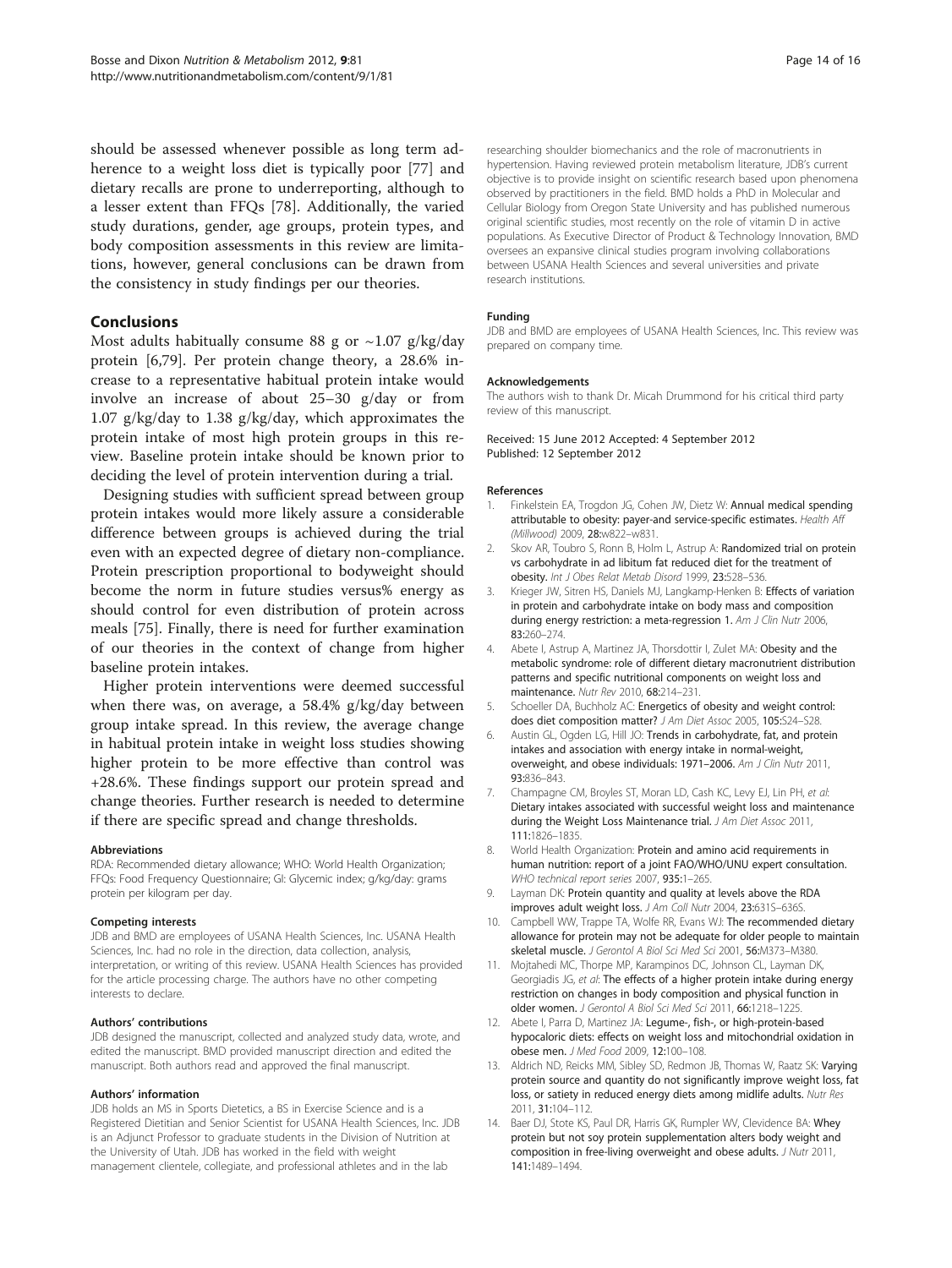should be assessed whenever possible as long term adherence to a weight loss diet is typically poor [77] and dietary recalls are prone to underreporting, although to a lesser extent than FFQs [78]. Additionally, the varied study durations, gender, age groups, protein types, and body composition assessments in this review are limitations, however, general conclusions can be drawn from the consistency in study findings per our theories.

## Conclusions

Most adults habitually consume 88 g or ~1.07 g/kg/day protein [6,79]. Per protein change theory, a 28.6% increase to a representative habitual protein intake would involve an increase of about 25–30 g/day or from 1.07 g/kg/day to 1.38 g/kg/day, which approximates the protein intake of most high protein groups in this review. Baseline protein intake should be known prior to deciding the level of protein intervention during a trial.

Designing studies with sufficient spread between group protein intakes would more likely assure a considerable difference between groups is achieved during the trial even with an expected degree of dietary non-compliance. Protein prescription proportional to bodyweight should become the norm in future studies versus% energy as should control for even distribution of protein across meals [75]. Finally, there is need for further examination of our theories in the context of change from higher baseline protein intakes.

Higher protein interventions were deemed successful when there was, on average, a 58.4% g/kg/day between group intake spread. In this review, the average change in habitual protein intake in weight loss studies showing higher protein to be more effective than control was +28.6%. These findings support our protein spread and change theories. Further research is needed to determine if there are specific spread and change thresholds.

#### Abbreviations

RDA: Recommended dietary allowance; WHO: World Health Organization; FFQs: Food Frequency Questionnaire; GI: Glycemic index; g/kg/day: grams protein per kilogram per day.

#### Competing interests

JDB and BMD are employees of USANA Health Sciences, Inc. USANA Health Sciences, Inc. had no role in the direction, data collection, analysis, interpretation, or writing of this review. USANA Health Sciences has provided for the article processing charge. The authors have no other competing interests to declare.

#### Authors' contributions

JDB designed the manuscript, collected and analyzed study data, wrote, and edited the manuscript. BMD provided manuscript direction and edited the manuscript. Both authors read and approved the final manuscript.

#### Authors' information

JDB holds an MS in Sports Dietetics, a BS in Exercise Science and is a Registered Dietitian and Senior Scientist for USANA Health Sciences, Inc. JDB is an Adjunct Professor to graduate students in the Division of Nutrition at the University of Utah. JDB has worked in the field with weight management clientele, collegiate, and professional athletes and in the lab researching shoulder biomechanics and the role of macronutrients in hypertension. Having reviewed protein metabolism literature, JDB's current objective is to provide insight on scientific research based upon phenomena observed by practitioners in the field. BMD holds a PhD in Molecular and Cellular Biology from Oregon State University and has published numerous original scientific studies, most recently on the role of vitamin D in active populations. As Executive Director of Product & Technology Innovation, BMD oversees an expansive clinical studies program involving collaborations between USANA Health Sciences and several universities and private research institutions.

#### Funding

JDB and BMD are employees of USANA Health Sciences, Inc. This review was prepared on company time.

#### Acknowledgements

The authors wish to thank Dr. Micah Drummond for his critical third party review of this manuscript.

Received: 15 June 2012 Accepted: 4 September 2012
Published: 12 September 2012

#### References

1. Finkelstein EA, Trogdon JG, Cohen JW, Dietz W: **Annual medical spending attributable to obesity: payer-and service-specific estimates.** *Health Aff (Millwood)* 2009, **28:**w822–w831.
2. Skov AR, Toubro S, Ronn B, Holm L, Astrup A: **Randomized trial on protein vs carbohydrate in ad libitum fat reduced diet for the treatment of obesity.** *Int J Obes Relat Metab Disord* 1999, **23:**528–536.
3. Krieger JW, Sitren HS, Daniels MJ, Langkamp-Henken B: **Effects of variation in protein and carbohydrate intake on body mass and composition during energy restriction: a meta-regression 1.** *Am J Clin Nutr* 2006, **83:**260–274.
4. Abete I, Astrup A, Martinez JA, Thorsdottir I, Zulet MA: **Obesity and the metabolic syndrome: role of different dietary macronutrient distribution patterns and specific nutritional components on weight loss and maintenance.** *Nutr Rev* 2010, **68:**214–231.
5. Schoeller DA, Buchholz AC: **Energetics of obesity and weight control: does diet composition matter?** *J Am Diet Assoc* 2005, **105:**S24–S28.
6. Austin GL, Ogden LG, Hill JO: **Trends in carbohydrate, fat, and protein intakes and association with energy intake in normal-weight, overweight, and obese individuals: 1971–2006.** *Am J Clin Nutr* 2011, **93:**836–843.
7. Champagne CM, Broyles ST, Moran LD, Cash KC, Levy EJ, Lin PH, *et al*: **Dietary intakes associated with successful weight loss and maintenance during the Weight Loss Maintenance trial.** *J Am Diet Assoc* 2011, **111:**1826–1835.
8. World Health Organization: **Protein and amino acid requirements in human nutrition: report of a joint FAO/WHO/UNU expert consultation.** *WHO technical report series* 2007, **935:**1–265.
9. Layman DK: **Protein quantity and quality at levels above the RDA improves adult weight loss.** *J Am Coll Nutr* 2004, **23:**631S–636S.
10. Campbell WW, Trappe TA, Wolfe RR, Evans WJ: **The recommended dietary allowance for protein may not be adequate for older people to maintain skeletal muscle.** *J Gerontol A Biol Sci Med Sci* 2001, **56:**M373–M380.
11. Mojtahedi MC, Thorpe MP, Karampinos DC, Johnson CL, Layman DK, Georgiadis JG, *et al*: **The effects of a higher protein intake during energy restriction on changes in body composition and physical function in older women.** *J Gerontol A Biol Sci Med Sci* 2011, **66:**1218–1225.
12. Abete I, Parra D, Martinez JA: **Legume-, fish-, or high-protein-based hypocaloric diets: effects on weight loss and mitochondrial oxidation in obese men.** *J Med Food* 2009, **12:**100–108.
13. Aldrich ND, Reicks MM, Sibley SD, Redmon JB, Thomas W, Raatz SK: **Varying protein source and quantity do not significantly improve weight loss, fat loss, or satiety in reduced energy diets among midlife adults.** *Nutr Res* 2011, **31:**104–112.
14. Baer DJ, Stote KS, Paul DR, Harris GK, Rumpler WV, Clevidence BA: **Whey protein but not soy protein supplementation alters body weight and composition in free-living overweight and obese adults.** *J Nutr* 2011, **141:**1489–1494.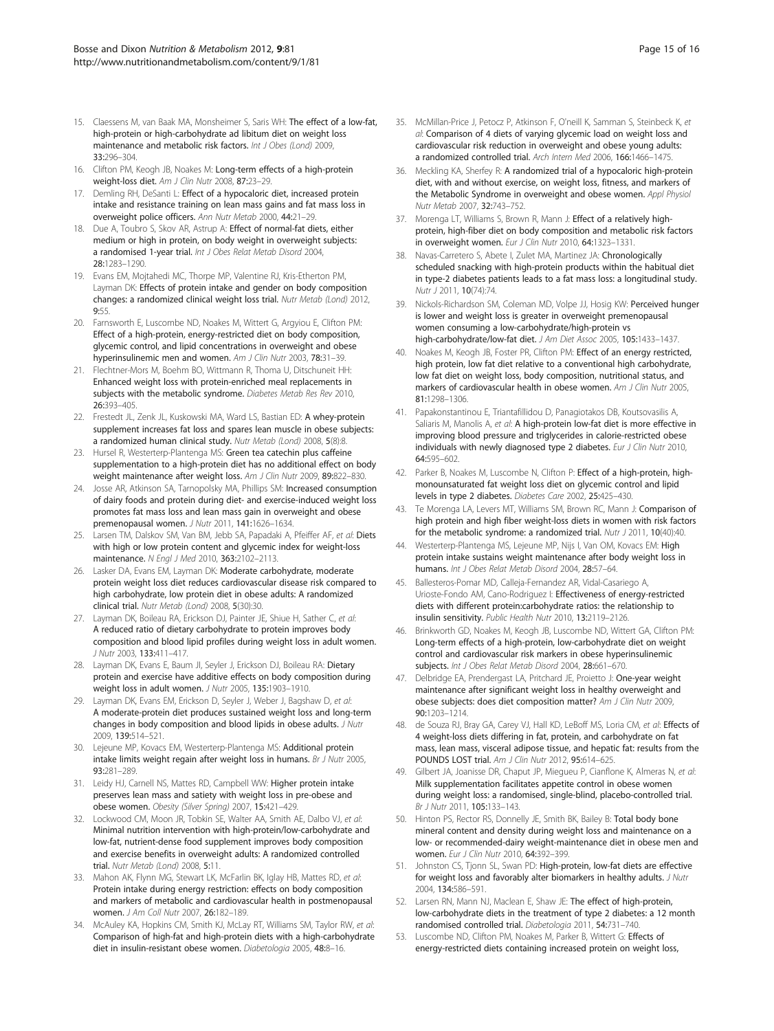15. Claessens M, van Baak MA, Monsheimer S, Saris WH: **The effect of a low-fat, high-protein or high-carbohydrate ad libitum diet on weight loss maintenance and metabolic risk factors.** *Int J Obes (Lond)* 2009, **33:**296–304.
16. Clifton PM, Keogh JB, Noakes M: **Long-term effects of a high-protein weight-loss diet.** *Am J Clin Nutr* 2008, **87:**23–29.
17. Demling RH, DeSanti L: **Effect of a hypocaloric diet, increased protein intake and resistance training on lean mass gains and fat mass loss in overweight police officers.** *Ann Nutr Metab* 2000, **44:**21–29.
18. Due A, Toubro S, Skov AR, Astrup A: **Effect of normal-fat diets, either medium or high in protein, on body weight in overweight subjects: a randomised 1-year trial.** *Int J Obes Relat Metab Disord* 2004, **28:**1283–1290.
19. Evans EM, Mojtahedi MC, Thorpe MP, Valentine RJ, Kris-Etherton PM, Layman DK: **Effects of protein intake and gender on body composition changes: a randomized clinical weight loss trial.** *Nutr Metab (Lond)* 2012, **9:**55.
20. Farnsworth E, Luscombe ND, Noakes M, Wittert G, Argyiou E, Clifton PM: **Effect of a high-protein, energy-restricted diet on body composition, glycemic control, and lipid concentrations in overweight and obese hyperinsulinemic men and women.** *Am J Clin Nutr* 2003, **78:**31–39.
21. Flechtner-Mors M, Boehm BO, Wittmann R, Thoma U, Ditschuneit HH: **Enhanced weight loss with protein-enriched meal replacements in subjects with the metabolic syndrome.** *Diabetes Metab Res Rev* 2010, **26:**393–405.
22. Frestedt JL, Zenk JL, Kuskowski MA, Ward LS, Bastian ED: **A whey-protein supplement increases fat loss and spares lean muscle in obese subjects: a randomized human clinical study.** *Nutr Metab (Lond)* 2008, **5**(8):8.
23. Hursel R, Westerterp-Plantenga MS: **Green tea catechin plus caffeine supplementation to a high-protein diet has no additional effect on body weight maintenance after weight loss.** *Am J Clin Nutr* 2009, **89:**822–830.
24. Josse AR, Atkinson SA, Tarnopolsky MA, Phillips SM: **Increased consumption of dairy foods and protein during diet- and exercise-induced weight loss promotes fat mass loss and lean mass gain in overweight and obese premenopausal women.** *J Nutr* 2011, **141:**1626–1634.
25. Larsen TM, Dalskov SM, Van BM, Jebb SA, Papadaki A, Pfeiffer AF, *et al*: **Diets with high or low protein content and glycemic index for weight-loss maintenance.** *N Engl J Med* 2010, **363:**2102–2113.
26. Lasker DA, Evans EM, Layman DK: **Moderate carbohydrate, moderate protein weight loss diet reduces cardiovascular disease risk compared to high carbohydrate, low protein diet in obese adults: A randomized clinical trial.** *Nutr Metab (Lond)* 2008, **5**(30):30.
27. Layman DK, Boileau RA, Erickson DJ, Painter JE, Shiue H, Sather C, *et al*: **A reduced ratio of dietary carbohydrate to protein improves body composition and blood lipid profiles during weight loss in adult women.** *J Nutr* 2003, **133:**411–417.
28. Layman DK, Evans E, Baum JI, Seyler J, Erickson DJ, Boileau RA: **Dietary protein and exercise have additive effects on body composition during weight loss in adult women.** *J Nutr* 2005, **135:**1903–1910.
29. Layman DK, Evans EM, Erickson D, Seyler J, Weber J, Bagshaw D, *et al*: **A moderate-protein diet produces sustained weight loss and long-term changes in body composition and blood lipids in obese adults.** *J Nutr* 2009, **139:**514–521.
30. Lejeune MP, Kovacs EM, Westerterp-Plantenga MS: **Additional protein intake limits weight regain after weight loss in humans.** *Br J Nutr* 2005, **93:**281–289.
31. Leidy HJ, Carnell NS, Mattes RD, Campbell WW: **Higher protein intake preserves lean mass and satiety with weight loss in pre-obese and obese women.** *Obesity (Silver Spring)* 2007, **15:**421–429.
32. Lockwood CM, Moon JR, Tobkin SE, Walter AA, Smith AE, Dalbo VJ, *et al*: **Minimal nutrition intervention with high-protein/low-carbohydrate and low-fat, nutrient-dense food supplement improves body composition and exercise benefits in overweight adults: A randomized controlled trial.** *Nutr Metab (Lond)* 2008, **5:**11.
33. Mahon AK, Flynn MG, Stewart LK, McFarlin BK, Iglay HB, Mattes RD, *et al*: **Protein intake during energy restriction: effects on body composition and markers of metabolic and cardiovascular health in postmenopausal women.** *J Am Coll Nutr* 2007, **26:**182–189.
34. McAuley KA, Hopkins CM, Smith KJ, McLay RT, Williams SM, Taylor RW, *et al*: **Comparison of high-fat and high-protein diets with a high-carbohydrate diet in insulin-resistant obese women.** *Diabetologia* 2005, **48:**8–16.
35. McMillan-Price J, Petocz P, Atkinson F, O'neill K, Samman S, Steinbeck K, *et al*: **Comparison of 4 diets of varying glycemic load on weight loss and cardiovascular risk reduction in overweight and obese young adults: a randomized controlled trial.** *Arch Intern Med* 2006, **166:**1466–1475.
36. Meckling KA, Sherfey R: **A randomized trial of a hypocaloric high-protein diet, with and without exercise, on weight loss, fitness, and markers of the Metabolic Syndrome in overweight and obese women.** *Appl Physiol Nutr Metab* 2007, **32:**743–752.
37. Morenga LT, Williams S, Brown R, Mann J: **Effect of a relatively high-protein, high-fiber diet on body composition and metabolic risk factors in overweight women.** *Eur J Clin Nutr* 2010, **64:**1323–1331.
38. Navas-Carretero S, Abete I, Zulet MA, Martinez JA: **Chronologically scheduled snacking with high-protein products within the habitual diet in type-2 diabetes patients leads to a fat mass loss: a longitudinal study.** *Nutr J* 2011, **10**(74):74.
39. Nickols-Richardson SM, Coleman MD, Volpe JJ, Hosig KW: **Perceived hunger is lower and weight loss is greater in overweight premenopausal women consuming a low-carbohydrate/high-protein vs high-carbohydrate/low-fat diet.** *J Am Diet Assoc* 2005, **105:**1433–1437.
40. Noakes M, Keogh JB, Foster PR, Clifton PM: **Effect of an energy restricted, high protein, low fat diet relative to a conventional high carbohydrate, low fat diet on weight loss, body composition, nutritional status, and markers of cardiovascular health in obese women.** *Am J Clin Nutr* 2005, **81:**1298–1306.
41. Papakonstantinou E, Triantafillidou D, Panagiotakos DB, Koutsovasilis A, Saliaris M, Manolis A, *et al*: **A high-protein low-fat diet is more effective in improving blood pressure and triglycerides in calorie-restricted obese individuals with newly diagnosed type 2 diabetes.** *Eur J Clin Nutr* 2010, **64:**595–602.
42. Parker B, Noakes M, Luscombe N, Clifton P: **Effect of a high-protein, high-monounsaturated fat weight loss diet on glycemic control and lipid levels in type 2 diabetes.** *Diabetes Care* 2002, **25:**425–430.
43. Te Morenga LA, Levers MT, Williams SM, Brown RC, Mann J: **Comparison of high protein and high fiber weight-loss diets in women with risk factors for the metabolic syndrome: a randomized trial.** *Nutr J* 2011, **10**(40):40.
44. Westerterp-Plantenga MS, Lejeune MP, Nijs I, Van OM, Kovacs EM: **High protein intake sustains weight maintenance after body weight loss in humans.** *Int J Obes Relat Metab Disord* 2004, **28:**57–64.
45. Ballesteros-Pomar MD, Calleja-Fernandez AR, Vidal-Casariego A, Urioste-Fondo AM, Cano-Rodriguez I: **Effectiveness of energy-restricted diets with different protein:carbohydrate ratios: the relationship to insulin sensitivity.** *Public Health Nutr* 2010, **13:**2119–2126.
46. Brinkworth GD, Noakes M, Keogh JB, Luscombe ND, Wittert GA, Clifton PM: **Long-term effects of a high-protein, low-carbohydrate diet on weight control and cardiovascular risk markers in obese hyperinsulinemic subjects.** *Int J Obes Relat Metab Disord* 2004, **28:**661–670.
47. Delbridge EA, Prendergast LA, Pritchard JE, Proietto J: **One-year weight maintenance after significant weight loss in healthy overweight and obese subjects: does diet composition matter?** *Am J Clin Nutr* 2009, **90:**1203–1214.
48. de Souza RJ, Bray GA, Carey VJ, Hall KD, LeBoff MS, Loria CM, *et al*: **Effects of 4 weight-loss diets differing in fat, protein, and carbohydrate on fat mass, lean mass, visceral adipose tissue, and hepatic fat: results from the POUNDS LOST trial.** *Am J Clin Nutr* 2012, **95:**614–625.
49. Gilbert JA, Joanisse DR, Chaput JP, Miegueu P, Cianflone K, Almeras N, *et al*: **Milk supplementation facilitates appetite control in obese women during weight loss: a randomised, single-blind, placebo-controlled trial.** *Br J Nutr* 2011, **105:**133–143.
50. Hinton PS, Rector RS, Donnelly JE, Smith BK, Bailey B: **Total body bone mineral content and density during weight loss and maintenance on a low- or recommended-dairy weight-maintenance diet in obese men and women.** *Eur J Clin Nutr* 2010, **64:**392–399.
51. Johnston CS, Tjonn SL, Swan PD: **High-protein, low-fat diets are effective for weight loss and favorably alter biomarkers in healthy adults.** *J Nutr* 2004, **134:**586–591.
52. Larsen RN, Mann NJ, Maclean E, Shaw JE: **The effect of high-protein, low-carbohydrate diets in the treatment of type 2 diabetes: a 12 month randomised controlled trial.** *Diabetologia* 2011, **54:**731–740.
53. Luscombe ND, Clifton PM, Noakes M, Parker B, Wittert G: **Effects of energy-restricted diets containing increased protein on weight loss,**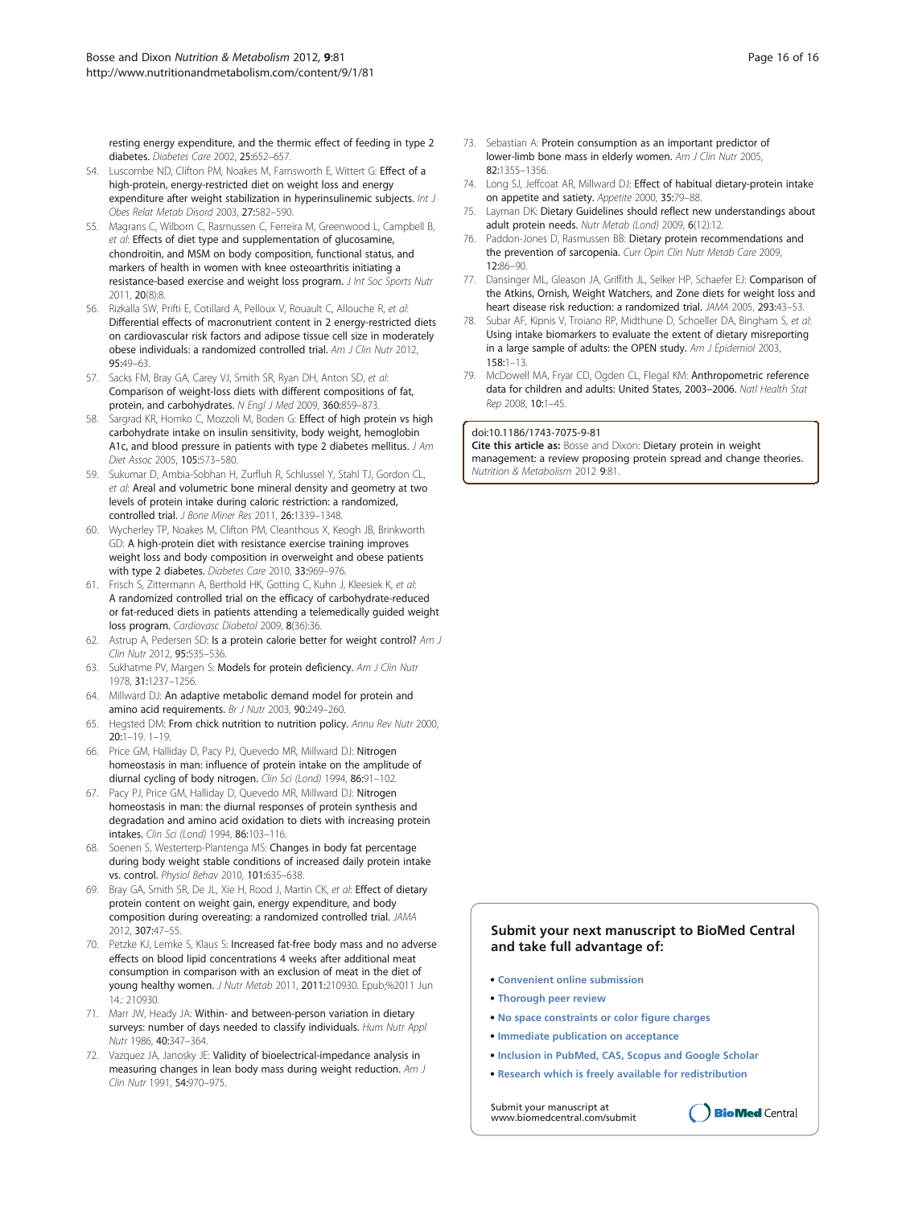resting energy expenditure, and the thermic effect of feeding in type 2 diabetes. *Diabetes Care* 2002, **25**:652–657.

54. Luscombe ND, Clifton PM, Noakes M, Farnsworth E, Wittert G: **Effect of a high-protein, energy-restricted diet on weight loss and energy expenditure after weight stabilization in hyperinsulinemic subjects.** *Int J Obes Relat Metab Disord* 2003, **27**:582–590.
55. Magrans C, Wilborn C, Rasmussen C, Ferreira M, Greenwood L, Campbell B, *et al*: **Effects of diet type and supplementation of glucosamine, chondroitin, and MSM on body composition, functional status, and markers of health in women with knee osteoarthritis initiating a resistance-based exercise and weight loss program.** *J Int Soc Sports Nutr* 2011, **20**(8):8.
56. Rizkalla SW, Prifti E, Cotillard A, Pelloux V, Rouault C, Allouche R, *et al*: **Differential effects of macronutrient content in 2 energy-restricted diets on cardiovascular risk factors and adipose tissue cell size in moderately obese individuals: a randomized controlled trial.** *Am J Clin Nutr* 2012, **95**:49–63.
57. Sacks FM, Bray GA, Carey VJ, Smith SR, Ryan DH, Anton SD, *et al*: **Comparison of weight-loss diets with different compositions of fat, protein, and carbohydrates.** *N Engl J Med* 2009, **360**:859–873.
58. Sargrad KR, Homko C, Mozzoli M, Boden G: **Effect of high protein vs high carbohydrate intake on insulin sensitivity, body weight, hemoglobin A1c, and blood pressure in patients with type 2 diabetes mellitus.** *J Am Diet Assoc* 2005, **105**:573–580.
59. Sukumar D, Ambia-Sobhan H, Zurfluh R, Schlussel Y, Stahl TJ, Gordon CL, *et al*: **Areal and volumetric bone mineral density and geometry at two levels of protein intake during caloric restriction: a randomized, controlled trial.** *J Bone Miner Res* 2011, **26**:1339–1348.
60. Wycherley TP, Noakes M, Clifton PM, Cleanthous X, Keogh JB, Brinkworth GD: **A high-protein diet with resistance exercise training improves weight loss and body composition in overweight and obese patients with type 2 diabetes.** *Diabetes Care* 2010, **33**:969–976.
61. Frisch S, Zittermann A, Berthold HK, Gotting C, Kuhn J, Kleesiek K, *et al*: **A randomized controlled trial on the efficacy of carbohydrate-reduced or fat-reduced diets in patients attending a telemedically guided weight loss program.** *Cardiovasc Diabetol* 2009, **8**(36):36.
62. Astrup A, Pedersen SD: **Is a protein calorie better for weight control?** *Am J Clin Nutr* 2012, **95**:535–536.
63. Sukhatme PV, Margen S: **Models for protein deficiency.** *Am J Clin Nutr* 1978, **31**:1237–1256.
64. Millward DJ: **An adaptive metabolic demand model for protein and amino acid requirements.** *Br J Nutr* 2003, **90**:249–260.
65. Hegsted DM: **From chick nutrition to nutrition policy.** *Annu Rev Nutr* 2000, **20**:1–19. 1–19.
66. Price GM, Halliday D, Pacy PJ, Quevedo MR, Millward DJ: **Nitrogen homeostasis in man: influence of protein intake on the amplitude of diurnal cycling of body nitrogen.** *Clin Sci (Lond)* 1994, **86**:91–102.
67. Pacy PJ, Price GM, Halliday D, Quevedo MR, Millward DJ: **Nitrogen homeostasis in man: the diurnal responses of protein synthesis and degradation and amino acid oxidation to diets with increasing protein intakes.** *Clin Sci (Lond)* 1994, **86**:103–116.
68. Soenen S, Westerterp-Plantenga MS: **Changes in body fat percentage during body weight stable conditions of increased daily protein intake vs. control.** *Physiol Behav* 2010, **101**:635–638.
69. Bray GA, Smith SR, De JL, Xie H, Rood J, Martin CK, *et al*: **Effect of dietary protein content on weight gain, energy expenditure, and body composition during overeating: a randomized controlled trial.** *JAMA* 2012, **307**:47–55.
70. Petzke KJ, Lemke S, Klaus S: **Increased fat-free body mass and no adverse effects on blood lipid concentrations 4 weeks after additional meat consumption in comparison with an exclusion of meat in the diet of young healthy women.** *J Nutr Metab* 2011, **2011**:210930. Epub;%2011 Jun 14.: 210930.
71. Marr JW, Heady JA: **Within- and between-person variation in dietary surveys: number of days needed to classify individuals.** *Hum Nutr Appl Nutr* 1986, **40**:347–364.
72. Vazquez JA, Janosky JE: **Validity of bioelectrical-impedance analysis in measuring changes in lean body mass during weight reduction.** *Am J Clin Nutr* 1991, **54**:970–975.
73. Sebastian A: **Protein consumption as an important predictor of lower-limb bone mass in elderly women.** *Am J Clin Nutr* 2005, **82**:1355–1356.
74. Long SJ, Jeffcoat AR, Millward DJ: **Effect of habitual dietary-protein intake on appetite and satiety.** *Appetite* 2000, **35**:79–88.
75. Layman DK: **Dietary Guidelines should reflect new understandings about adult protein needs.** *Nutr Metab (Lond)* 2009, **6**(12):12.
76. Paddon-Jones D, Rasmussen BB: **Dietary protein recommendations and the prevention of sarcopenia.** *Curr Opin Clin Nutr Metab Care* 2009, **12**:86–90.
77. Dansinger ML, Gleason JA, Griffith JL, Selker HP, Schaefer EJ: **Comparison of the Atkins, Ornish, Weight Watchers, and Zone diets for weight loss and heart disease risk reduction: a randomized trial.** *JAMA* 2005, **293**:43–53.
78. Subar AF, Kipnis V, Troiano RP, Midthune D, Schoeller DA, Bingham S, *et al*: **Using intake biomarkers to evaluate the extent of dietary misreporting in a large sample of adults: the OPEN study.** *Am J Epidemiol* 2003, **158**:1–13.
79. McDowell MA, Fryar CD, Ogden CL, Flegal KM: **Anthropometric reference data for children and adults: United States, 2003–2006.** *Natl Health Stat Rep* 2008, **10**:1–45.

doi:10.1186/1743-7075-9-81
**Cite this article as:** Bosse and Dixon: Dietary protein in weight management: a review proposing protein spread and change theories. *Nutrition & Metabolism* 2012 **9**:81.

**Submit your next manuscript to BioMed Central and take full advantage of:**

- **Convenient online submission**
- **Thorough peer review**
- **No space constraints or color figure charges**
- **Immediate publication on acceptance**
- **Inclusion in PubMed, CAS, Scopus and Google Scholar**
- **Research which is freely available for redistribution**

Submit your manuscript at
www.biomedcentral.com/submit

BioMed Central